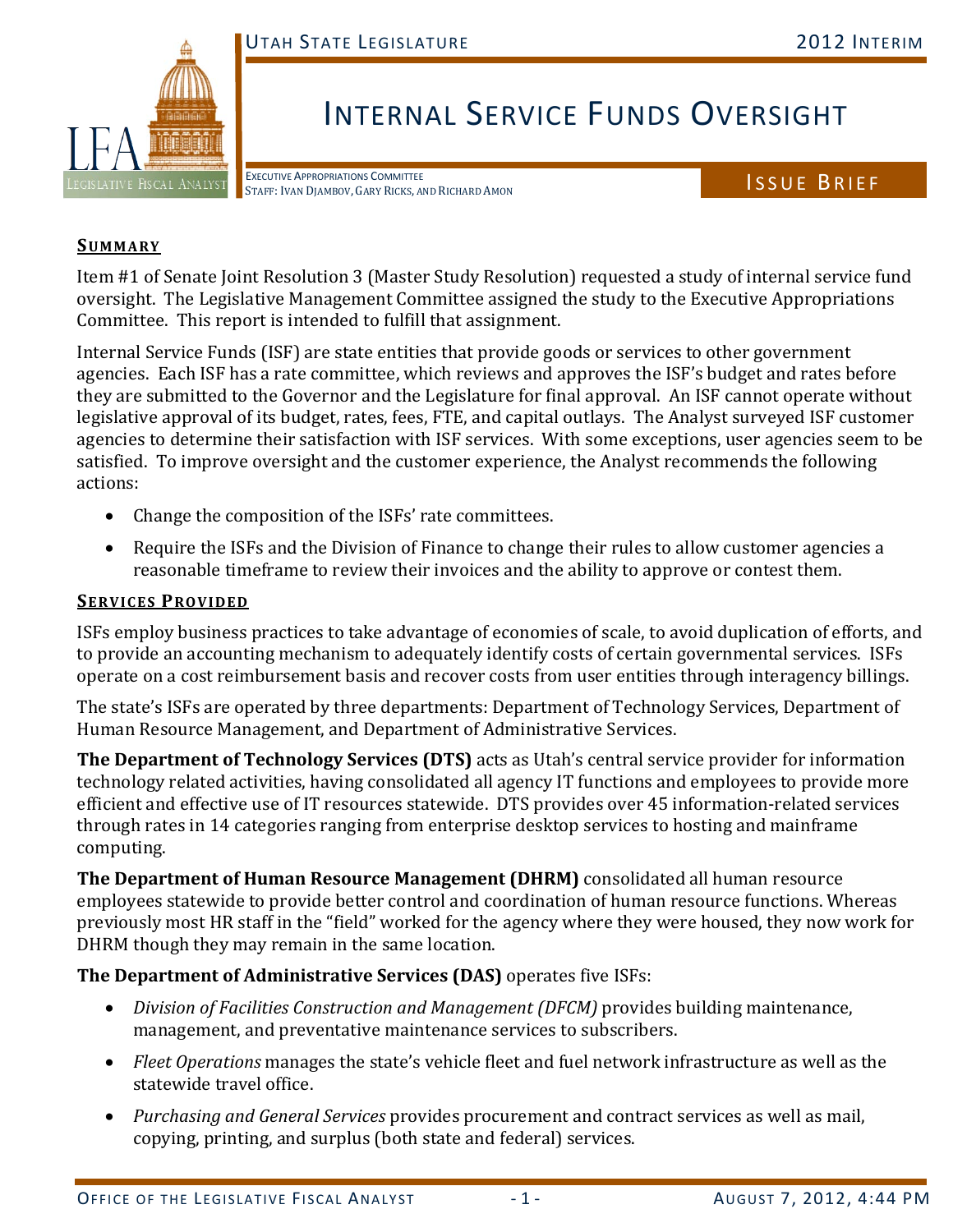# INTERNAL SERVICE FUNDS OVERSIGHT

EXECUTIVE APPROPRIATIONS COMMITTEE
STAFF: IVAN DJAMBOV, GARY RICKS, AND RICHARD AMON

ISSUE BRIEF

## SUMMARY

Item #1 of Senate Joint Resolution 3 (Master Study Resolution) requested a study of internal service fund oversight. The Legislative Management Committee assigned the study to the Executive Appropriations Committee. This report is intended to fulfill that assignment.

Internal Service Funds (ISF) are state entities that provide goods or services to other government agencies. Each ISF has a rate committee, which reviews and approves the ISF's budget and rates before they are submitted to the Governor and the Legislature for final approval. An ISF cannot operate without legislative approval of its budget, rates, fees, FTE, and capital outlays. The Analyst surveyed ISF customer agencies to determine their satisfaction with ISF services. With some exceptions, user agencies seem to be satisfied. To improve oversight and the customer experience, the Analyst recommends the following actions:

- Change the composition of the ISFs' rate committees.
- Require the ISFs and the Division of Finance to change their rules to allow customer agencies a reasonable timeframe to review their invoices and the ability to approve or contest them.

## SERVICES PROVIDED

ISFs employ business practices to take advantage of economies of scale, to avoid duplication of efforts, and to provide an accounting mechanism to adequately identify costs of certain governmental services. ISFs operate on a cost reimbursement basis and recover costs from user entities through interagency billings.

The state's ISFs are operated by three departments: Department of Technology Services, Department of Human Resource Management, and Department of Administrative Services.

**The Department of Technology Services (DTS)** acts as Utah's central service provider for information technology related activities, having consolidated all agency IT functions and employees to provide more efficient and effective use of IT resources statewide. DTS provides over 45 information-related services through rates in 14 categories ranging from enterprise desktop services to hosting and mainframe computing.

**The Department of Human Resource Management (DHRM)** consolidated all human resource employees statewide to provide better control and coordination of human resource functions. Whereas previously most HR staff in the "field" worked for the agency where they were housed, they now work for DHRM though they may remain in the same location.

**The Department of Administrative Services (DAS)** operates five ISFs:

- *Division of Facilities Construction and Management (DFCM)* provides building maintenance, management, and preventative maintenance services to subscribers.
- *Fleet Operations* manages the state's vehicle fleet and fuel network infrastructure as well as the statewide travel office.
- *Purchasing and General Services* provides procurement and contract services as well as mail, copying, printing, and surplus (both state and federal) services.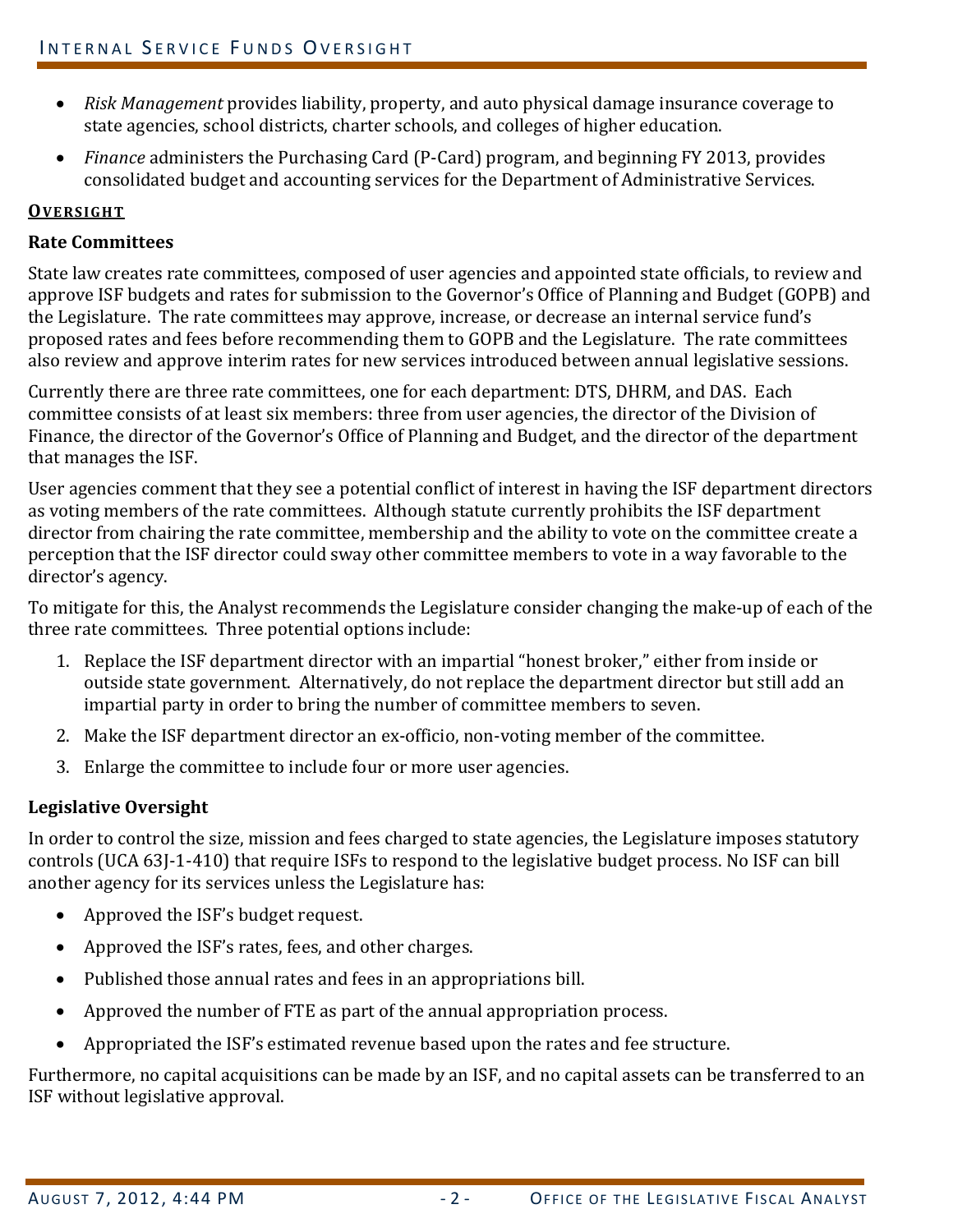- *Risk Management* provides liability, property, and auto physical damage insurance coverage to state agencies, school districts, charter schools, and colleges of higher education.
- *Finance* administers the Purchasing Card (P-Card) program, and beginning FY 2013, provides consolidated budget and accounting services for the Department of Administrative Services.

## OVERSIGHT

### Rate Committees

State law creates rate committees, composed of user agencies and appointed state officials, to review and approve ISF budgets and rates for submission to the Governor's Office of Planning and Budget (GOPB) and the Legislature. The rate committees may approve, increase, or decrease an internal service fund's proposed rates and fees before recommending them to GOPB and the Legislature. The rate committees also review and approve interim rates for new services introduced between annual legislative sessions.

Currently there are three rate committees, one for each department: DTS, DHRM, and DAS. Each committee consists of at least six members: three from user agencies, the director of the Division of Finance, the director of the Governor's Office of Planning and Budget, and the director of the department that manages the ISF.

User agencies comment that they see a potential conflict of interest in having the ISF department directors as voting members of the rate committees. Although statute currently prohibits the ISF department director from chairing the rate committee, membership and the ability to vote on the committee create a perception that the ISF director could sway other committee members to vote in a way favorable to the director's agency.

To mitigate for this, the Analyst recommends the Legislature consider changing the make-up of each of the three rate committees. Three potential options include:

1. Replace the ISF department director with an impartial "honest broker," either from inside or outside state government. Alternatively, do not replace the department director but still add an impartial party in order to bring the number of committee members to seven.
2. Make the ISF department director an ex-officio, non-voting member of the committee.
3. Enlarge the committee to include four or more user agencies.

### Legislative Oversight

In order to control the size, mission and fees charged to state agencies, the Legislature imposes statutory controls (UCA 63J-1-410) that require ISFs to respond to the legislative budget process. No ISF can bill another agency for its services unless the Legislature has:

- Approved the ISF's budget request.
- Approved the ISF's rates, fees, and other charges.
- Published those annual rates and fees in an appropriations bill.
- Approved the number of FTE as part of the annual appropriation process.
- Appropriated the ISF's estimated revenue based upon the rates and fee structure.

Furthermore, no capital acquisitions can be made by an ISF, and no capital assets can be transferred to an ISF without legislative approval.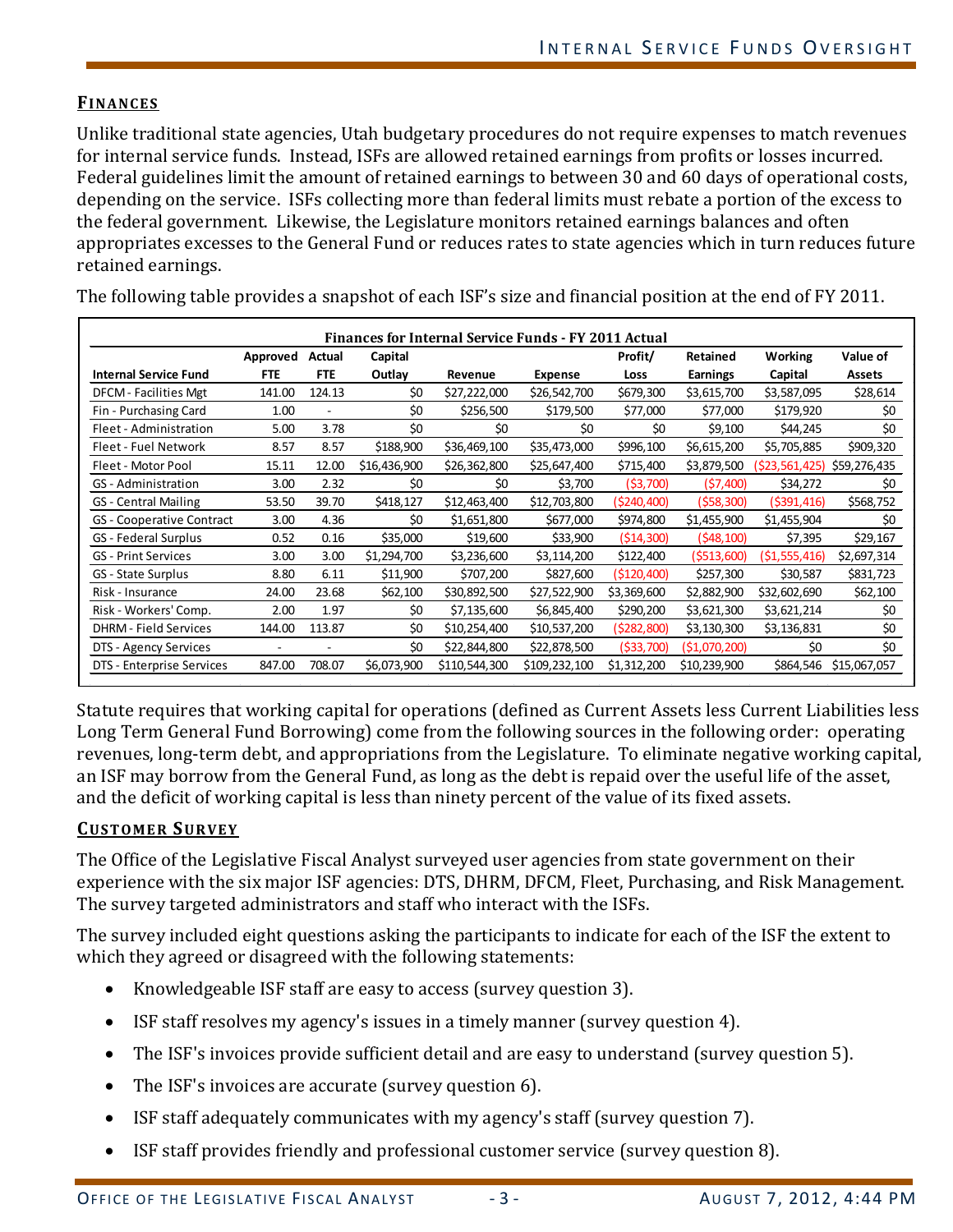## FINANCES

Unlike traditional state agencies, Utah budgetary procedures do not require expenses to match revenues for internal service funds. Instead, ISFs are allowed retained earnings from profits or losses incurred. Federal guidelines limit the amount of retained earnings to between 30 and 60 days of operational costs, depending on the service. ISFs collecting more than federal limits must rebate a portion of the excess to the federal government. Likewise, the Legislature monitors retained earnings balances and often appropriates excesses to the General Fund or reduces rates to state agencies which in turn reduces future retained earnings.

The following table provides a snapshot of each ISF's size and financial position at the end of FY 2011.

**Finances for Internal Service Funds - FY 2011 Actual**

| Internal Service Fund | Approved FTE | Actual FTE | Capital Outlay | Revenue | Expense | Profit/ Loss | Retained Earnings | Working Capital | Value of Assets |
|---|---|---|---|---|---|---|---|---|---|
| DFCM - Facilities Mgt | 141.00 | 124.13 | $0 | $27,222,000 | $26,542,700 | $679,300 | $3,615,700 | $3,587,095 | $28,614 |
| Fin - Purchasing Card | 1.00 | - | $0 | $256,500 | $179,500 | $77,000 | $77,000 | $179,920 | $0 |
| Fleet - Administration | 5.00 | 3.78 | $0 | $0 | $0 | $0 | $9,100 | $44,245 | $0 |
| Fleet - Fuel Network | 8.57 | 8.57 | $188,900 | $36,469,100 | $35,473,000 | $996,100 | $6,615,200 | $5,705,885 | $909,320 |
| Fleet - Motor Pool | 15.11 | 12.00 | $16,436,900 | $26,362,800 | $25,647,400 | $715,400 | $3,879,500 | ($23,561,425) | $59,276,435 |
| GS - Administration | 3.00 | 2.32 | $0 | $0 | $3,700 | ($3,700) | ($7,400) | $34,272 | $0 |
| GS - Central Mailing | 53.50 | 39.70 | $418,127 | $12,463,400 | $12,703,800 | ($240,400) | ($58,300) | ($391,416) | $568,752 |
| GS - Cooperative Contract | 3.00 | 4.36 | $0 | $1,651,800 | $677,000 | $974,800 | $1,455,900 | $1,455,904 | $0 |
| GS - Federal Surplus | 0.52 | 0.16 | $35,000 | $19,600 | $33,900 | ($14,300) | ($48,100) | $7,395 | $29,167 |
| GS - Print Services | 3.00 | 3.00 | $1,294,700 | $3,236,600 | $3,114,200 | $122,400 | ($513,600) | ($1,555,416) | $2,697,314 |
| GS - State Surplus | 8.80 | 6.11 | $11,900 | $707,200 | $827,600 | ($120,400) | $257,300 | $30,587 | $831,723 |
| Risk - Insurance | 24.00 | 23.68 | $62,100 | $30,892,500 | $27,522,900 | $3,369,600 | $2,882,900 | $32,602,690 | $62,100 |
| Risk - Workers' Comp. | 2.00 | 1.97 | $0 | $7,135,600 | $6,845,400 | $290,200 | $3,621,300 | $3,621,214 | $0 |
| DHRM - Field Services | 144.00 | 113.87 | $0 | $10,254,400 | $10,537,200 | ($282,800) | $3,130,300 | $3,136,831 | $0 |
| DTS - Agency Services | - | - | $0 | $22,844,800 | $22,878,500 | ($33,700) | ($1,070,200) | $0 | $0 |
| DTS - Enterprise Services | 847.00 | 708.07 | $6,073,900 | $110,544,300 | $109,232,100 | $1,312,200 | $10,239,900 | $864,546 | $15,067,057 |

Statute requires that working capital for operations (defined as Current Assets less Current Liabilities less Long Term General Fund Borrowing) come from the following sources in the following order: operating revenues, long-term debt, and appropriations from the Legislature. To eliminate negative working capital, an ISF may borrow from the General Fund, as long as the debt is repaid over the useful life of the asset, and the deficit of working capital is less than ninety percent of the value of its fixed assets.

## CUSTOMER SURVEY

The Office of the Legislative Fiscal Analyst surveyed user agencies from state government on their experience with the six major ISF agencies: DTS, DHRM, DFCM, Fleet, Purchasing, and Risk Management. The survey targeted administrators and staff who interact with the ISFs.

The survey included eight questions asking the participants to indicate for each of the ISF the extent to which they agreed or disagreed with the following statements:

- Knowledgeable ISF staff are easy to access (survey question 3).
- ISF staff resolves my agency's issues in a timely manner (survey question 4).
- The ISF's invoices provide sufficient detail and are easy to understand (survey question 5).
- The ISF's invoices are accurate (survey question 6).
- ISF staff adequately communicates with my agency's staff (survey question 7).
- ISF staff provides friendly and professional customer service (survey question 8).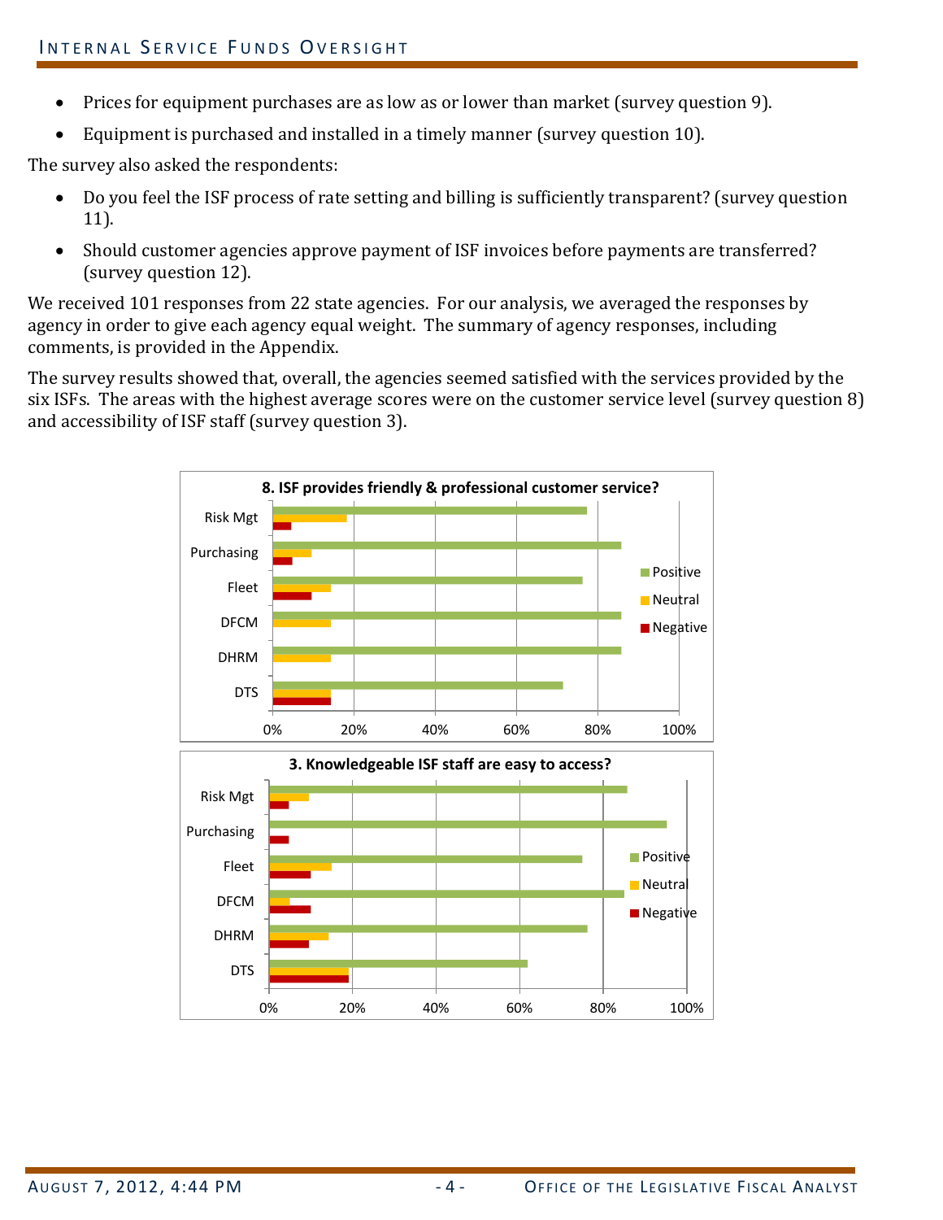- Prices for equipment purchases are as low as or lower than market (survey question 9).
- Equipment is purchased and installed in a timely manner (survey question 10).

The survey also asked the respondents:

- Do you feel the ISF process of rate setting and billing is sufficiently transparent? (survey question 11).
- Should customer agencies approve payment of ISF invoices before payments are transferred? (survey question 12).

We received 101 responses from 22 state agencies. For our analysis, we averaged the responses by agency in order to give each agency equal weight. The summary of agency responses, including comments, is provided in the Appendix.

The survey results showed that, overall, the agencies seemed satisfied with the services provided by the six ISFs. The areas with the highest average scores were on the customer service level (survey question 8) and accessibility of ISF staff (survey question 3).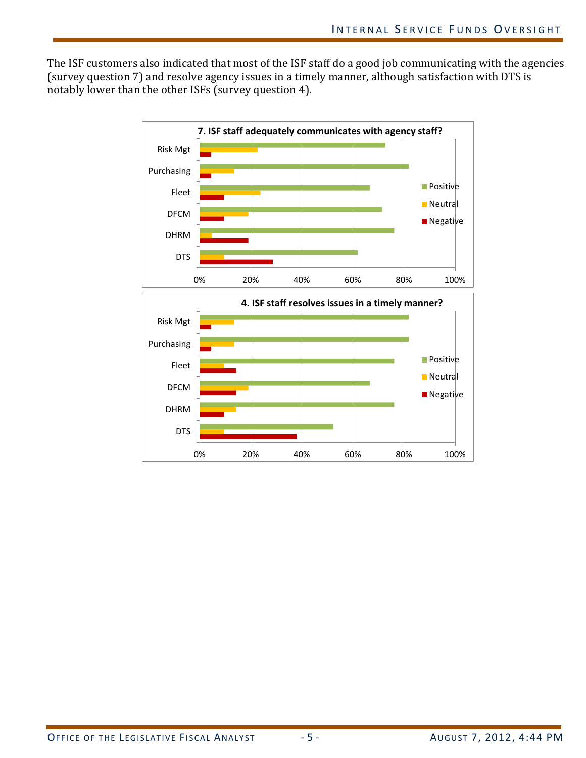The ISF customers also indicated that most of the ISF staff do a good job communicating with the agencies (survey question 7) and resolve agency issues in a timely manner, although satisfaction with DTS is notably lower than the other ISFs (survey question 4).

**7. ISF staff adequately communicates with agency staff?**

**4. ISF staff resolves issues in a timely manner?**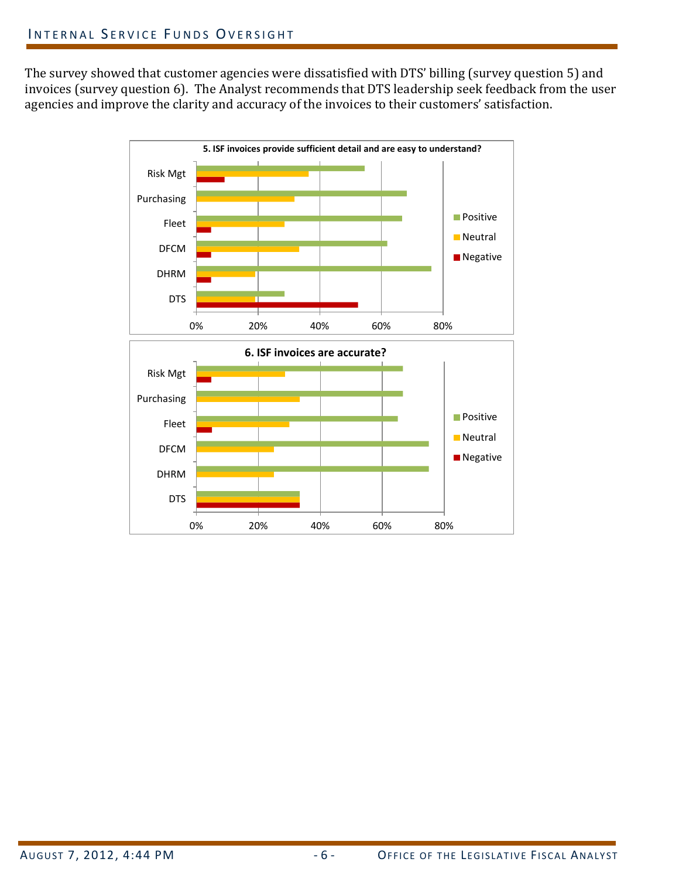The survey showed that customer agencies were dissatisfied with DTS' billing (survey question 5) and invoices (survey question 6). The Analyst recommends that DTS leadership seek feedback from the user agencies and improve the clarity and accuracy of the invoices to their customers' satisfaction.

**5. ISF invoices provide sufficient detail and are easy to understand?**

**6. ISF invoices are accurate?**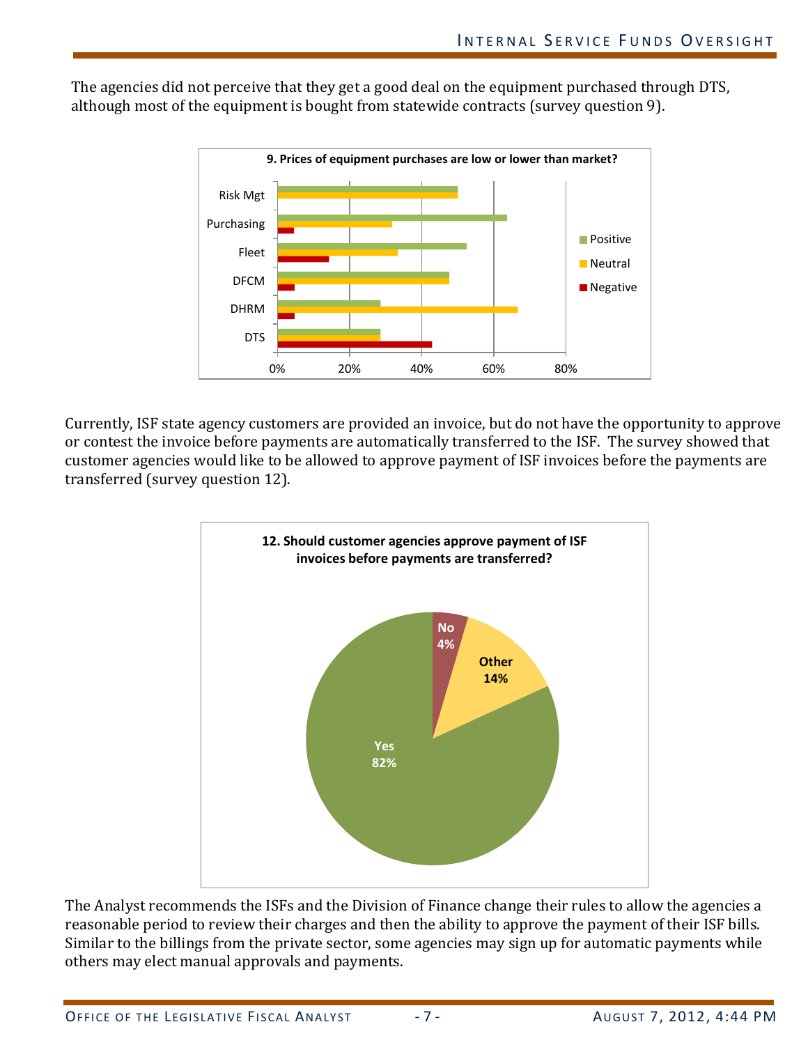The agencies did not perceive that they get a good deal on the equipment purchased through DTS, although most of the equipment is bought from statewide contracts (survey question 9).

**9. Prices of equipment purchases are low or lower than market?**

Currently, ISF state agency customers are provided an invoice, but do not have the opportunity to approve or contest the invoice before payments are automatically transferred to the ISF. The survey showed that customer agencies would like to be allowed to approve payment of ISF invoices before the payments are transferred (survey question 12).

**12. Should customer agencies approve payment of ISF invoices before payments are transferred?**

The Analyst recommends the ISFs and the Division of Finance change their rules to allow the agencies a reasonable period to review their charges and then the ability to approve the payment of their ISF bills. Similar to the billings from the private sector, some agencies may sign up for automatic payments while others may elect manual approvals and payments.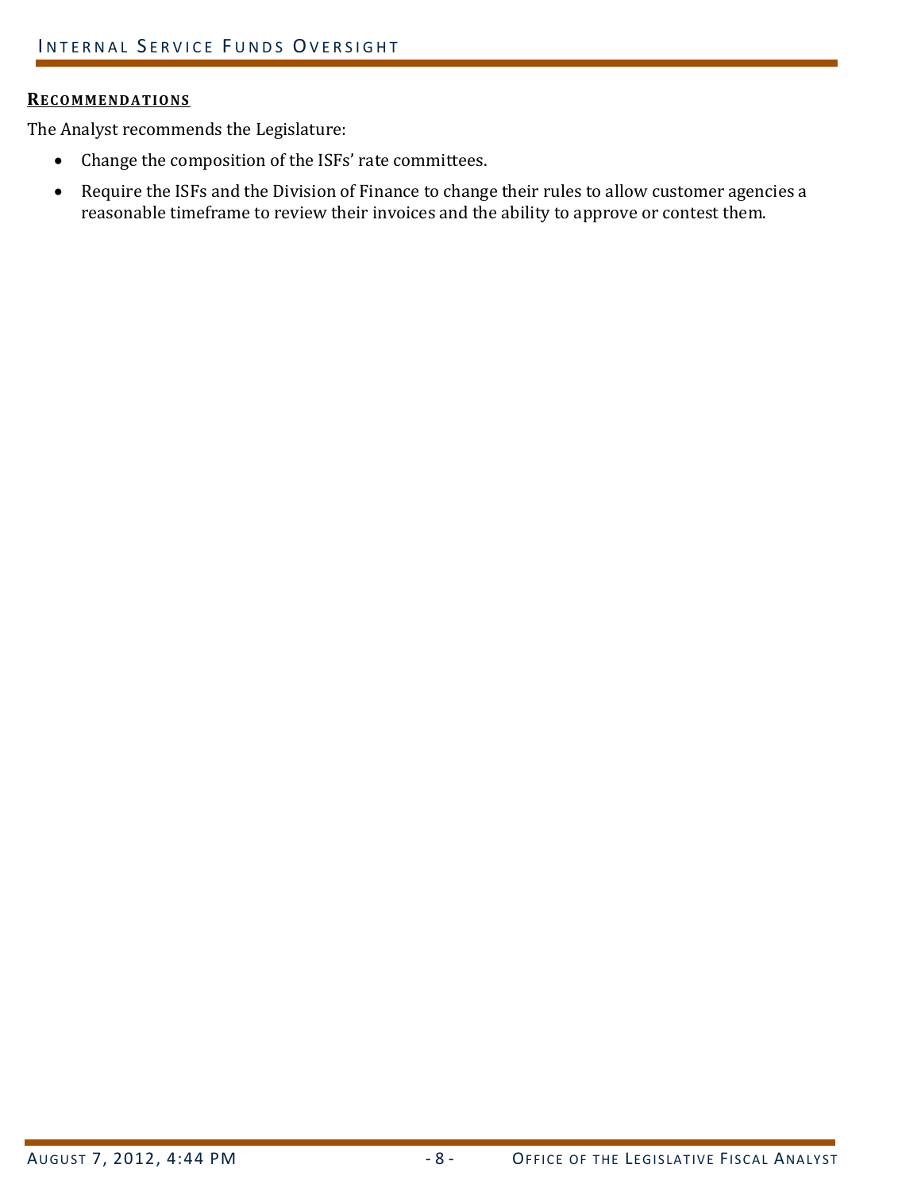## Recommendations

The Analyst recommends the Legislature:

- Change the composition of the ISFs' rate committees.
- Require the ISFs and the Division of Finance to change their rules to allow customer agencies a reasonable timeframe to review their invoices and the ability to approve or contest them.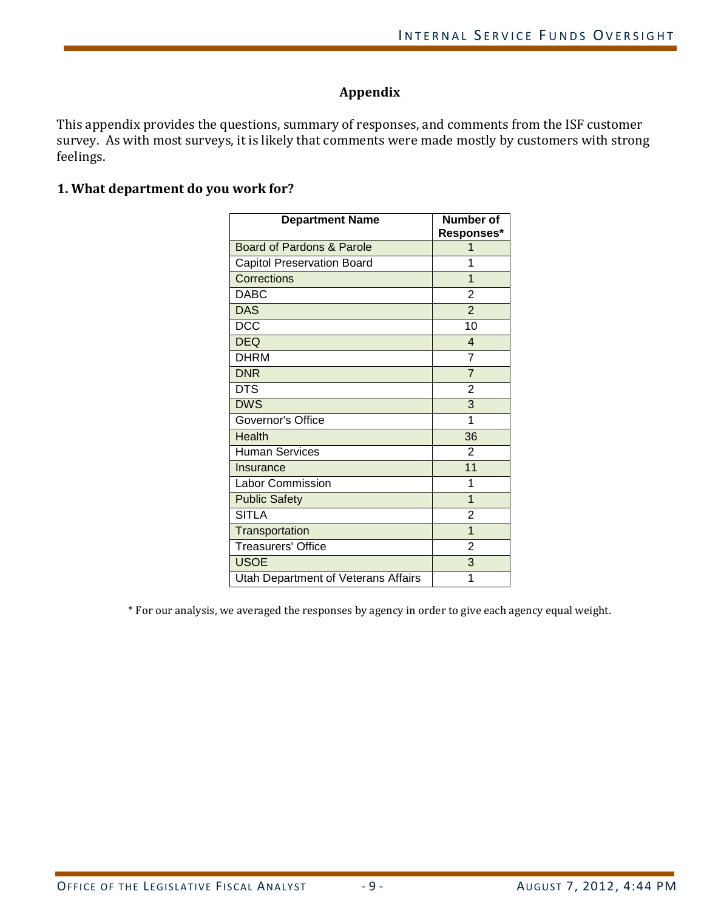## Appendix

This appendix provides the questions, summary of responses, and comments from the ISF customer survey. As with most surveys, it is likely that comments were made mostly by customers with strong feelings.

### 1. What department do you work for?

| Department Name | Number of Responses* |
|---|---|
| Board of Pardons & Parole | 1 |
| Capitol Preservation Board | 1 |
| Corrections | 1 |
| DABC | 2 |
| DAS | 2 |
| DCC | 10 |
| DEQ | 4 |
| DHRM | 7 |
| DNR | 7 |
| DTS | 2 |
| DWS | 3 |
| Governor's Office | 1 |
| Health | 36 |
| Human Services | 2 |
| Insurance | 11 |
| Labor Commission | 1 |
| Public Safety | 1 |
| SITLA | 2 |
| Transportation | 1 |
| Treasurers' Office | 2 |
| USOE | 3 |
| Utah Department of Veterans Affairs | 1 |

* For our analysis, we averaged the responses by agency in order to give each agency equal weight.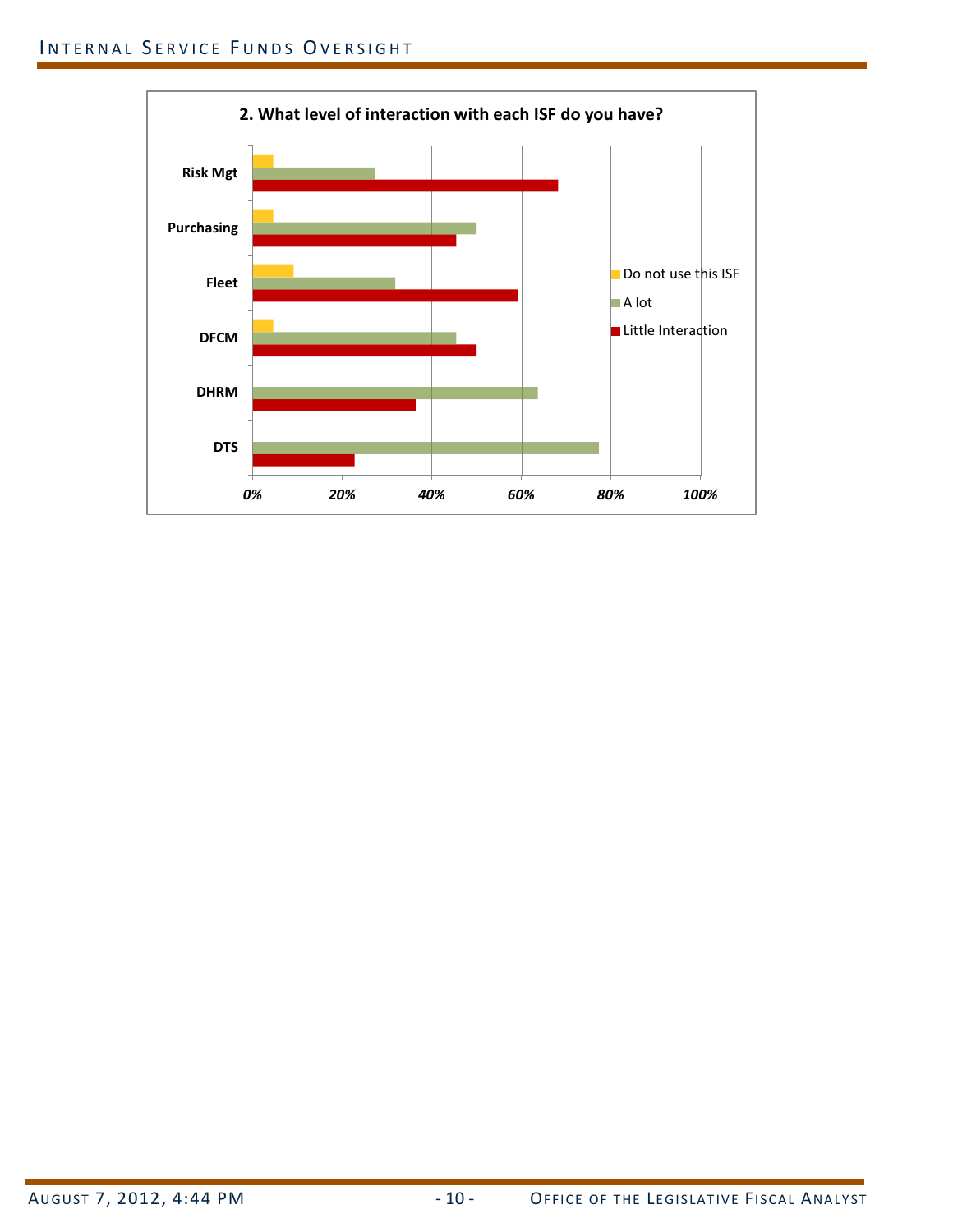**2. What level of interaction with each ISF do you have?**

| | Do not use this ISF | A lot | Little Interaction |
|---|---|---|---|
| Risk Mgt | ~5% | ~27% | ~68% |
| Purchasing | ~5% | ~50% | ~45% |
| Fleet | ~9% | ~32% | ~59% |
| DFCM | ~5% | ~45% | ~50% |
| DHRM | | ~64% | ~36% |
| DTS | | ~77% | ~23% |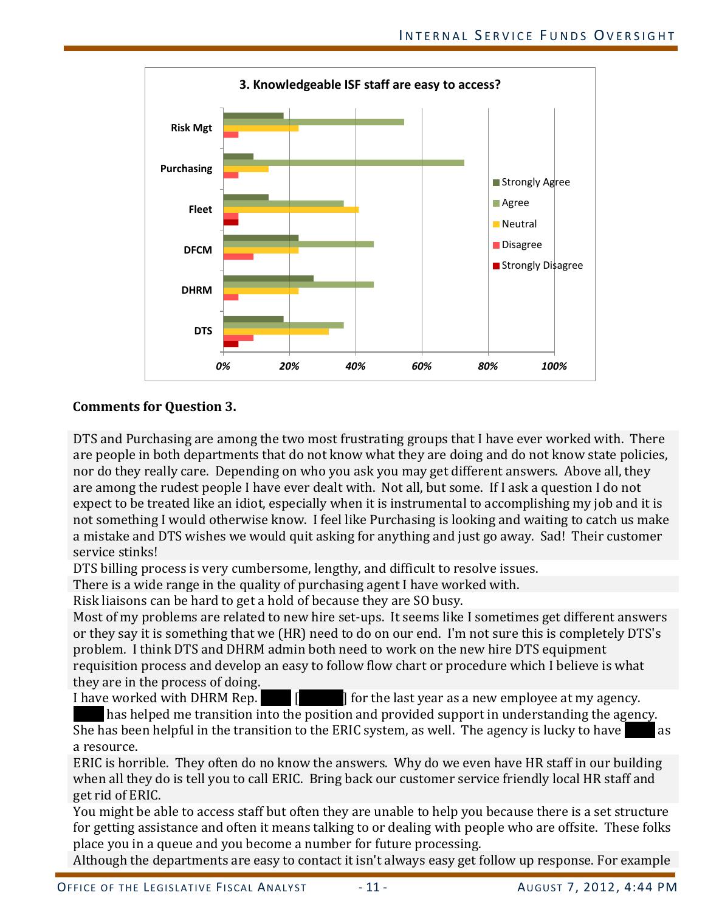**3. Knowledgeable ISF staff are easy to access?**

### Comments for Question 3.

DTS and Purchasing are among the two most frustrating groups that I have ever worked with. There are people in both departments that do not know what they are doing and do not know state policies, nor do they really care. Depending on who you ask you may get different answers. Above all, they are among the rudest people I have ever dealt with. Not all, but some. If I ask a question I do not expect to be treated like an idiot, especially when it is instrumental to accomplishing my job and it is not something I would otherwise know. I feel like Purchasing is looking and waiting to catch us make a mistake and DTS wishes we would quit asking for anything and just go away. Sad! Their customer service stinks!

DTS billing process is very cumbersome, lengthy, and difficult to resolve issues.

There is a wide range in the quality of purchasing agent I have worked with.

Risk liaisons can be hard to get a hold of because they are SO busy.

Most of my problems are related to new hire set-ups. It seems like I sometimes get different answers or they say it is something that we (HR) need to do on our end. I'm not sure this is completely DTS's problem. I think DTS and DHRM admin both need to work on the new hire DTS equipment requisition process and develop an easy to follow flow chart or procedure which I believe is what they are in the process of doing.

I have worked with DHRM Rep. █████ [███████] for the last year as a new employee at my agency. █████ has helped me transition into the position and provided support in understanding the agency. She has been helpful in the transition to the ERIC system, as well. The agency is lucky to have █████ as a resource.

ERIC is horrible. They often do no know the answers. Why do we even have HR staff in our building when all they do is tell you to call ERIC. Bring back our customer service friendly local HR staff and get rid of ERIC.

You might be able to access staff but often they are unable to help you because there is a set structure for getting assistance and often it means talking to or dealing with people who are offsite. These folks place you in a queue and you become a number for future processing.

Although the departments are easy to contact it isn't always easy get follow up response. For example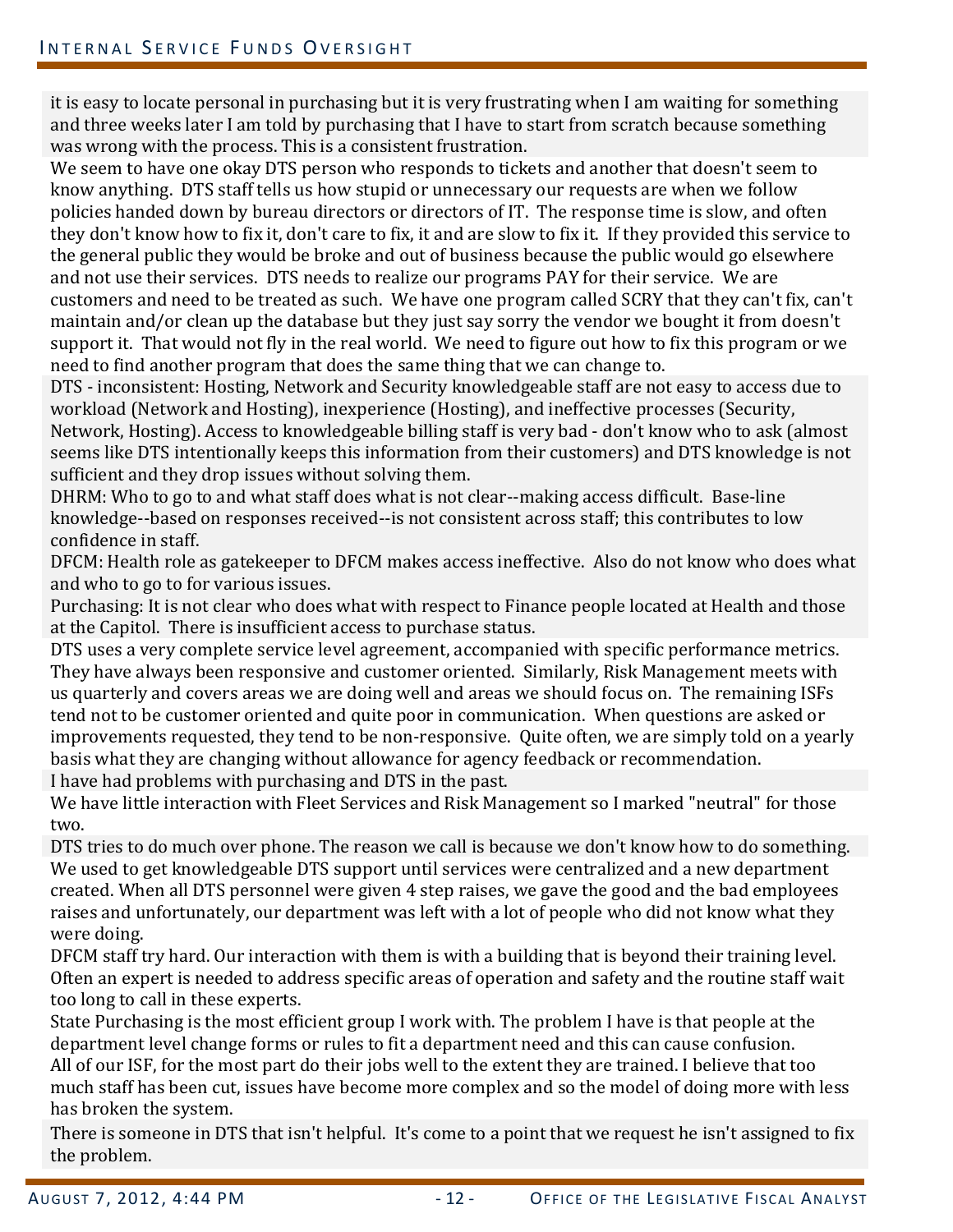it is easy to locate personal in purchasing but it is very frustrating when I am waiting for something and three weeks later I am told by purchasing that I have to start from scratch because something was wrong with the process. This is a consistent frustration.

We seem to have one okay DTS person who responds to tickets and another that doesn't seem to know anything. DTS staff tells us how stupid or unnecessary our requests are when we follow policies handed down by bureau directors or directors of IT. The response time is slow, and often they don't know how to fix it, don't care to fix, it and are slow to fix it. If they provided this service to the general public they would be broke and out of business because the public would go elsewhere and not use their services. DTS needs to realize our programs PAY for their service. We are customers and need to be treated as such. We have one program called SCRY that they can't fix, can't maintain and/or clean up the database but they just say sorry the vendor we bought it from doesn't support it. That would not fly in the real world. We need to figure out how to fix this program or we need to find another program that does the same thing that we can change to.

DTS - inconsistent: Hosting, Network and Security knowledgeable staff are not easy to access due to workload (Network and Hosting), inexperience (Hosting), and ineffective processes (Security, Network, Hosting). Access to knowledgeable billing staff is very bad - don't know who to ask (almost seems like DTS intentionally keeps this information from their customers) and DTS knowledge is not sufficient and they drop issues without solving them.

DHRM: Who to go to and what staff does what is not clear--making access difficult. Base-line knowledge--based on responses received--is not consistent across staff; this contributes to low confidence in staff.

DFCM: Health role as gatekeeper to DFCM makes access ineffective. Also do not know who does what and who to go to for various issues.

Purchasing: It is not clear who does what with respect to Finance people located at Health and those at the Capitol. There is insufficient access to purchase status.

DTS uses a very complete service level agreement, accompanied with specific performance metrics. They have always been responsive and customer oriented. Similarly, Risk Management meets with us quarterly and covers areas we are doing well and areas we should focus on. The remaining ISFs tend not to be customer oriented and quite poor in communication. When questions are asked or improvements requested, they tend to be non-responsive. Quite often, we are simply told on a yearly basis what they are changing without allowance for agency feedback or recommendation.

I have had problems with purchasing and DTS in the past.

We have little interaction with Fleet Services and Risk Management so I marked "neutral" for those two.

DTS tries to do much over phone. The reason we call is because we don't know how to do something.

We used to get knowledgeable DTS support until services were centralized and a new department created. When all DTS personnel were given 4 step raises, we gave the good and the bad employees raises and unfortunately, our department was left with a lot of people who did not know what they were doing.

DFCM staff try hard. Our interaction with them is with a building that is beyond their training level. Often an expert is needed to address specific areas of operation and safety and the routine staff wait too long to call in these experts.

State Purchasing is the most efficient group I work with. The problem I have is that people at the department level change forms or rules to fit a department need and this can cause confusion.

All of our ISF, for the most part do their jobs well to the extent they are trained. I believe that too much staff has been cut, issues have become more complex and so the model of doing more with less has broken the system.

There is someone in DTS that isn't helpful. It's come to a point that we request he isn't assigned to fix the problem.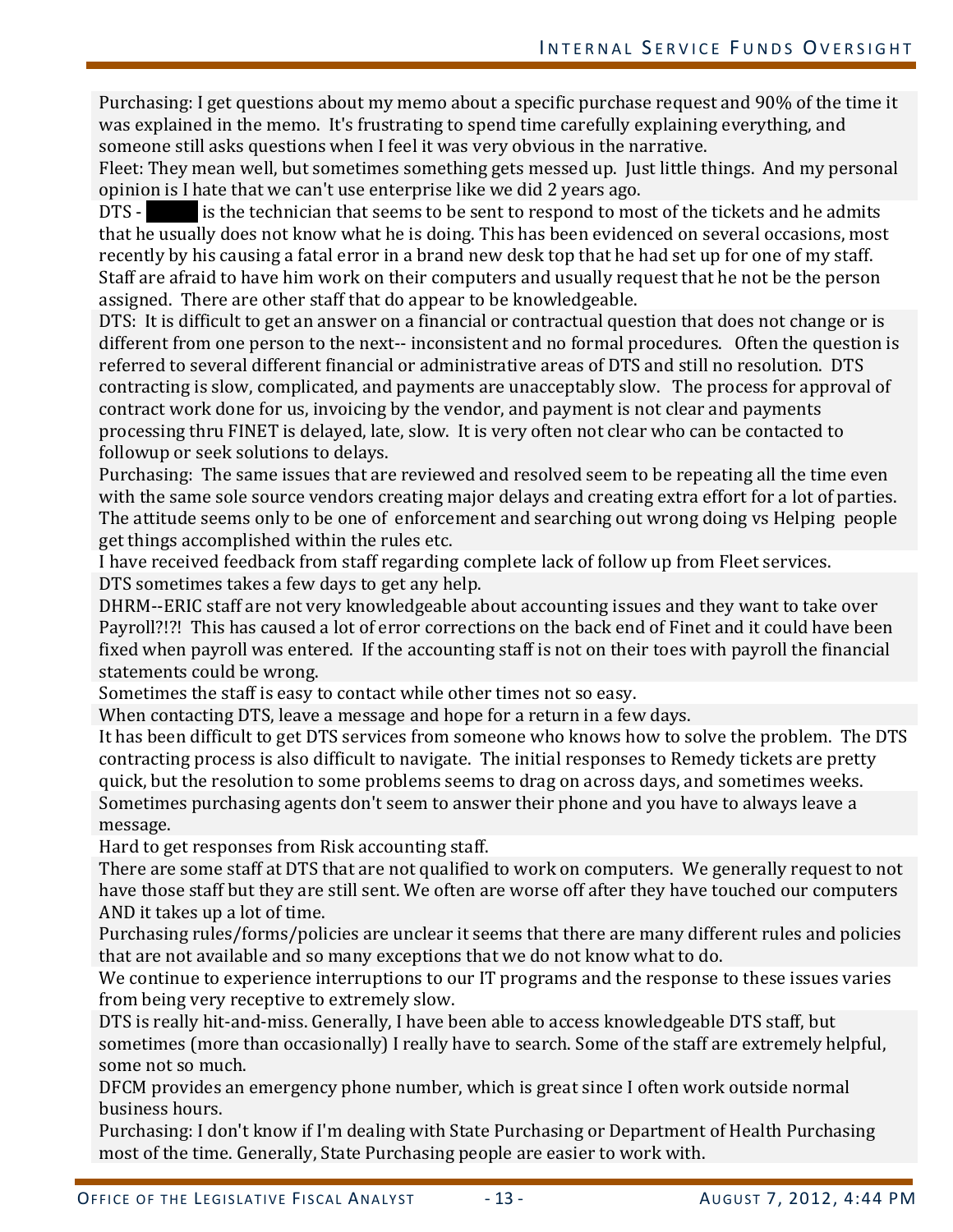Purchasing: I get questions about my memo about a specific purchase request and 90% of the time it was explained in the memo. It's frustrating to spend time carefully explaining everything, and someone still asks questions when I feel it was very obvious in the narrative.

Fleet: They mean well, but sometimes something gets messed up. Just little things. And my personal opinion is I hate that we can't use enterprise like we did 2 years ago.

DTS - ██████ is the technician that seems to be sent to respond to most of the tickets and he admits that he usually does not know what he is doing. This has been evidenced on several occasions, most recently by his causing a fatal error in a brand new desk top that he had set up for one of my staff. Staff are afraid to have him work on their computers and usually request that he not be the person assigned. There are other staff that do appear to be knowledgeable.

DTS: It is difficult to get an answer on a financial or contractual question that does not change or is different from one person to the next-- inconsistent and no formal procedures. Often the question is referred to several different financial or administrative areas of DTS and still no resolution. DTS contracting is slow, complicated, and payments are unacceptably slow. The process for approval of contract work done for us, invoicing by the vendor, and payment is not clear and payments processing thru FINET is delayed, late, slow. It is very often not clear who can be contacted to followup or seek solutions to delays.

Purchasing: The same issues that are reviewed and resolved seem to be repeating all the time even with the same sole source vendors creating major delays and creating extra effort for a lot of parties. The attitude seems only to be one of enforcement and searching out wrong doing vs Helping people get things accomplished within the rules etc.

I have received feedback from staff regarding complete lack of follow up from Fleet services.

DTS sometimes takes a few days to get any help.

DHRM--ERIC staff are not very knowledgeable about accounting issues and they want to take over Payroll?!?! This has caused a lot of error corrections on the back end of Finet and it could have been fixed when payroll was entered. If the accounting staff is not on their toes with payroll the financial statements could be wrong.

Sometimes the staff is easy to contact while other times not so easy.

When contacting DTS, leave a message and hope for a return in a few days.

It has been difficult to get DTS services from someone who knows how to solve the problem. The DTS contracting process is also difficult to navigate. The initial responses to Remedy tickets are pretty quick, but the resolution to some problems seems to drag on across days, and sometimes weeks.

Sometimes purchasing agents don't seem to answer their phone and you have to always leave a message.

Hard to get responses from Risk accounting staff.

There are some staff at DTS that are not qualified to work on computers. We generally request to not have those staff but they are still sent. We often are worse off after they have touched our computers AND it takes up a lot of time.

Purchasing rules/forms/policies are unclear it seems that there are many different rules and policies that are not available and so many exceptions that we do not know what to do.

We continue to experience interruptions to our IT programs and the response to these issues varies from being very receptive to extremely slow.

DTS is really hit-and-miss. Generally, I have been able to access knowledgeable DTS staff, but sometimes (more than occasionally) I really have to search. Some of the staff are extremely helpful, some not so much.

DFCM provides an emergency phone number, which is great since I often work outside normal business hours.

Purchasing: I don't know if I'm dealing with State Purchasing or Department of Health Purchasing most of the time. Generally, State Purchasing people are easier to work with.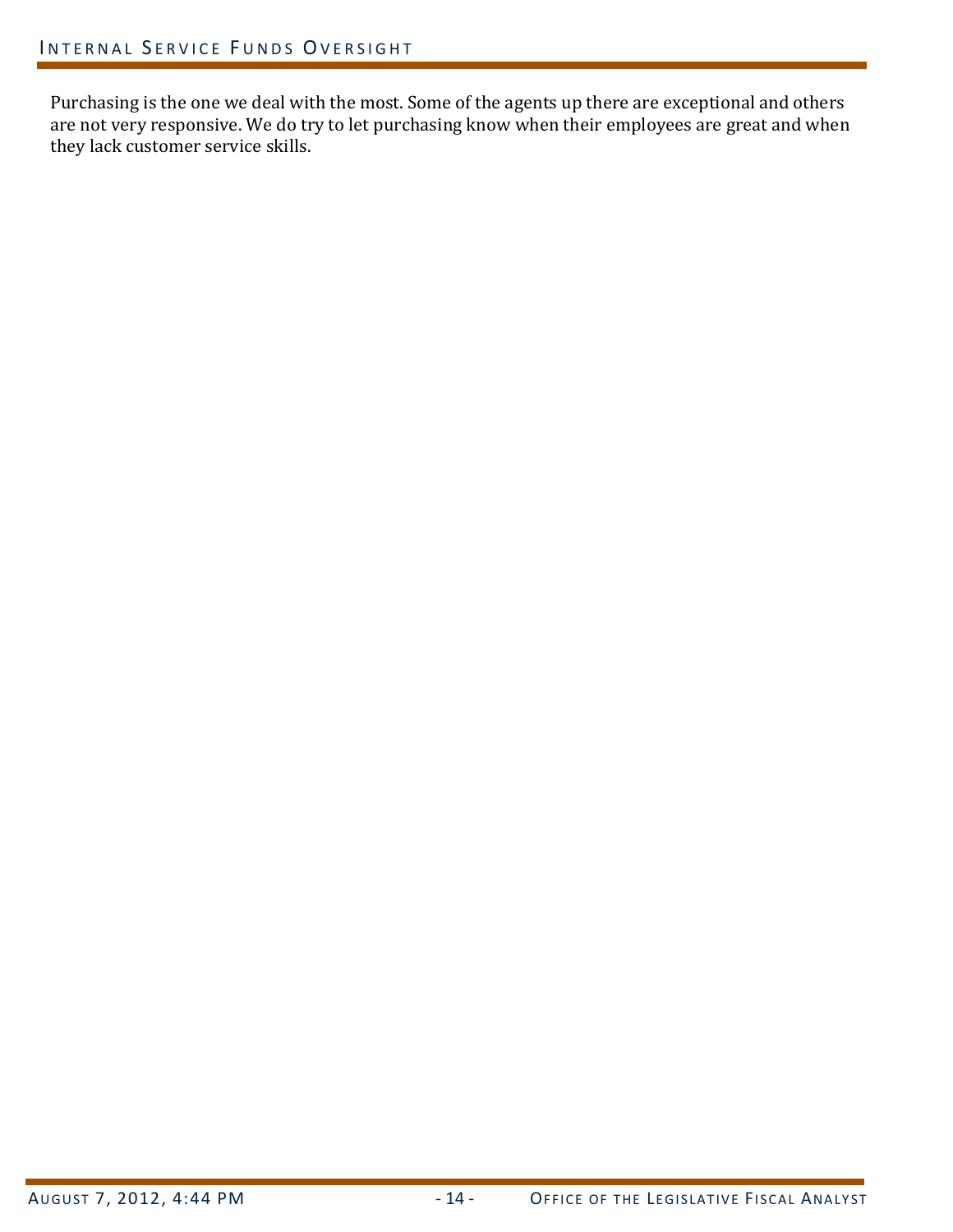Purchasing is the one we deal with the most. Some of the agents up there are exceptional and others are not very responsive. We do try to let purchasing know when their employees are great and when they lack customer service skills.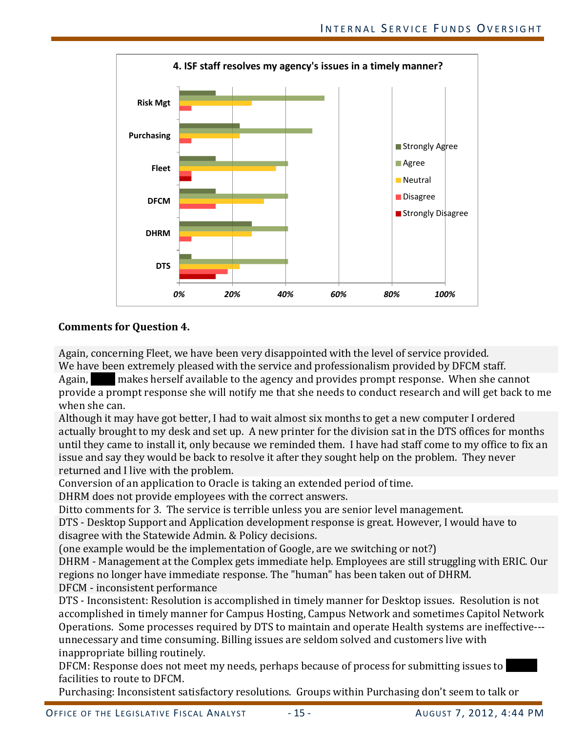**4. ISF staff resolves my agency's issues in a timely manner?**

| | Strongly Agree | Agree | Neutral | Disagree | Strongly Disagree |
|---|---|---|---|---|---|
| Risk Mgt | ~14% | ~55% | ~27% | ~5% | |
| Purchasing | ~23% | ~50% | ~23% | ~5% | |
| Fleet | ~14% | ~41% | ~36% | ~5% | ~5% |
| DFCM | ~14% | ~41% | ~32% | ~14% | |
| DHRM | ~27% | ~41% | ~27% | ~5% | |
| DTS | ~5% | ~41% | ~23% | ~18% | ~14% |

**Comments for Question 4.**

Again, concerning Fleet, we have been very disappointed with the level of service provided.

We have been extremely pleased with the service and professionalism provided by DFCM staff.

Again, [redacted] makes herself available to the agency and provides prompt response. When she cannot provide a prompt response she will notify me that she needs to conduct research and will get back to me when she can.

Although it may have got better, I had to wait almost six months to get a new computer I ordered actually brought to my desk and set up. A new printer for the division sat in the DTS offices for months until they came to install it, only because we reminded them. I have had staff come to my office to fix an issue and say they would be back to resolve it after they sought help on the problem. They never returned and I live with the problem.

Conversion of an application to Oracle is taking an extended period of time.

DHRM does not provide employees with the correct answers.

Ditto comments for 3. The service is terrible unless you are senior level management.

DTS - Desktop Support and Application development response is great. However, I would have to disagree with the Statewide Admin. & Policy decisions.
(one example would be the implementation of Google, are we switching or not?)
DHRM - Management at the Complex gets immediate help. Employees are still struggling with ERIC. Our regions no longer have immediate response. The "human" has been taken out of DHRM.
DFCM - inconsistent performance

DTS - Inconsistent: Resolution is accomplished in timely manner for Desktop issues. Resolution is not accomplished in timely manner for Campus Hosting, Campus Network and sometimes Capitol Network Operations. Some processes required by DTS to maintain and operate Health systems are ineffective---unnecessary and time consuming. Billing issues are seldom solved and customers live with inappropriate billing routinely.
DFCM: Response does not meet my needs, perhaps because of process for submitting issues to [redacted] facilities to route to DFCM.
Purchasing: Inconsistent satisfactory resolutions. Groups within Purchasing don't seem to talk or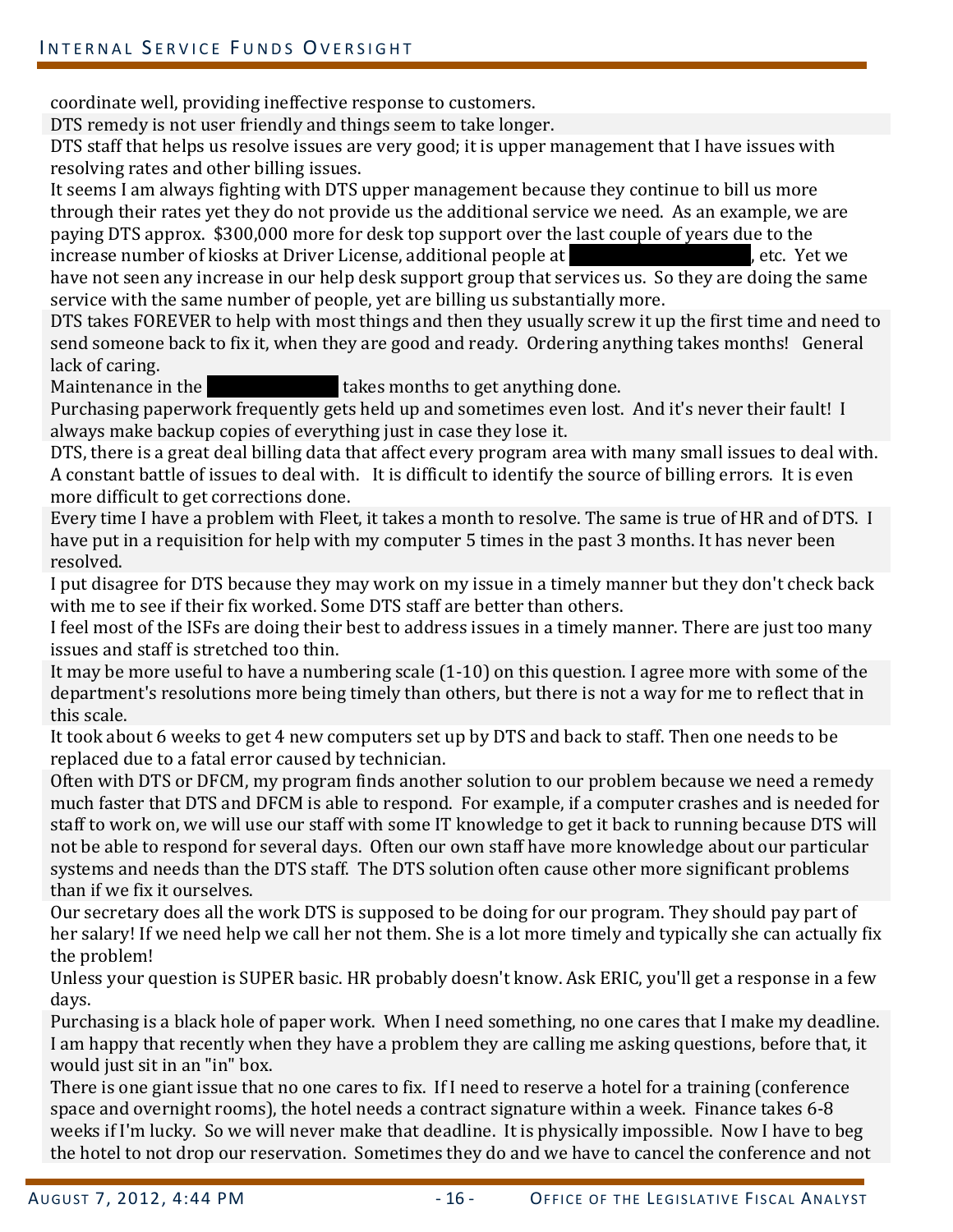coordinate well, providing ineffective response to customers.

DTS remedy is not user friendly and things seem to take longer.

DTS staff that helps us resolve issues are very good; it is upper management that I have issues with resolving rates and other billing issues.

It seems I am always fighting with DTS upper management because they continue to bill us more through their rates yet they do not provide us the additional service we need. As an example, we are paying DTS approx. $300,000 more for desk top support over the last couple of years due to the increase number of kiosks at Driver License, additional people at [REDACTED], etc. Yet we have not seen any increase in our help desk support group that services us. So they are doing the same service with the same number of people, yet are billing us substantially more.

DTS takes FOREVER to help with most things and then they usually screw it up the first time and need to send someone back to fix it, when they are good and ready. Ordering anything takes months! General lack of caring.

Maintenance in the [REDACTED] takes months to get anything done.

Purchasing paperwork frequently gets held up and sometimes even lost. And it's never their fault! I always make backup copies of everything just in case they lose it.

DTS, there is a great deal billing data that affect every program area with many small issues to deal with. A constant battle of issues to deal with. It is difficult to identify the source of billing errors. It is even more difficult to get corrections done.

Every time I have a problem with Fleet, it takes a month to resolve. The same is true of HR and of DTS. I have put in a requisition for help with my computer 5 times in the past 3 months. It has never been resolved.

I put disagree for DTS because they may work on my issue in a timely manner but they don't check back with me to see if their fix worked. Some DTS staff are better than others.

I feel most of the ISFs are doing their best to address issues in a timely manner. There are just too many issues and staff is stretched too thin.

It may be more useful to have a numbering scale (1-10) on this question. I agree more with some of the department's resolutions more being timely than others, but there is not a way for me to reflect that in this scale.

It took about 6 weeks to get 4 new computers set up by DTS and back to staff. Then one needs to be replaced due to a fatal error caused by technician.

Often with DTS or DFCM, my program finds another solution to our problem because we need a remedy much faster that DTS and DFCM is able to respond. For example, if a computer crashes and is needed for staff to work on, we will use our staff with some IT knowledge to get it back to running because DTS will not be able to respond for several days. Often our own staff have more knowledge about our particular systems and needs than the DTS staff. The DTS solution often cause other more significant problems than if we fix it ourselves.

Our secretary does all the work DTS is supposed to be doing for our program. They should pay part of her salary! If we need help we call her not them. She is a lot more timely and typically she can actually fix the problem!

Unless your question is SUPER basic. HR probably doesn't know. Ask ERIC, you'll get a response in a few days.

Purchasing is a black hole of paper work. When I need something, no one cares that I make my deadline. I am happy that recently when they have a problem they are calling me asking questions, before that, it would just sit in an "in" box.

There is one giant issue that no one cares to fix. If I need to reserve a hotel for a training (conference space and overnight rooms), the hotel needs a contract signature within a week. Finance takes 6-8 weeks if I'm lucky. So we will never make that deadline. It is physically impossible. Now I have to beg the hotel to not drop our reservation. Sometimes they do and we have to cancel the conference and not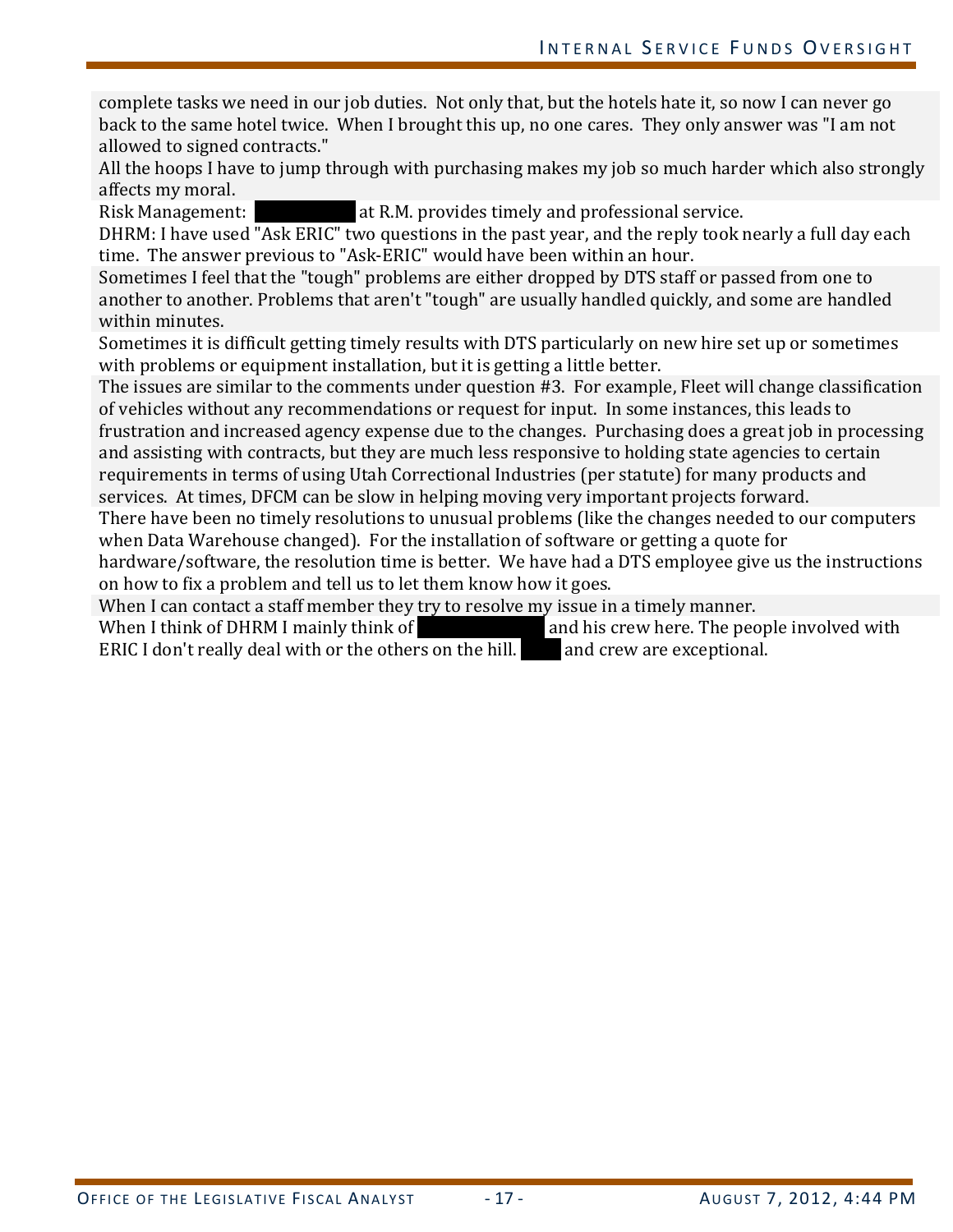complete tasks we need in our job duties. Not only that, but the hotels hate it, so now I can never go back to the same hotel twice. When I brought this up, no one cares. They only answer was "I am not allowed to signed contracts."

All the hoops I have to jump through with purchasing makes my job so much harder which also strongly affects my moral.

Risk Management: [REDACTED] at R.M. provides timely and professional service.

DHRM: I have used "Ask ERIC" two questions in the past year, and the reply took nearly a full day each time. The answer previous to "Ask-ERIC" would have been within an hour.

Sometimes I feel that the "tough" problems are either dropped by DTS staff or passed from one to another to another. Problems that aren't "tough" are usually handled quickly, and some are handled within minutes.

Sometimes it is difficult getting timely results with DTS particularly on new hire set up or sometimes with problems or equipment installation, but it is getting a little better.

The issues are similar to the comments under question #3. For example, Fleet will change classification of vehicles without any recommendations or request for input. In some instances, this leads to frustration and increased agency expense due to the changes. Purchasing does a great job in processing and assisting with contracts, but they are much less responsive to holding state agencies to certain requirements in terms of using Utah Correctional Industries (per statute) for many products and services. At times, DFCM can be slow in helping moving very important projects forward.

There have been no timely resolutions to unusual problems (like the changes needed to our computers when Data Warehouse changed). For the installation of software or getting a quote for hardware/software, the resolution time is better. We have had a DTS employee give us the instructions on how to fix a problem and tell us to let them know how it goes.

When I can contact a staff member they try to resolve my issue in a timely manner.

When I think of DHRM I mainly think of [REDACTED] and his crew here. The people involved with ERIC I don't really deal with or the others on the hill. [REDACTED] and crew are exceptional.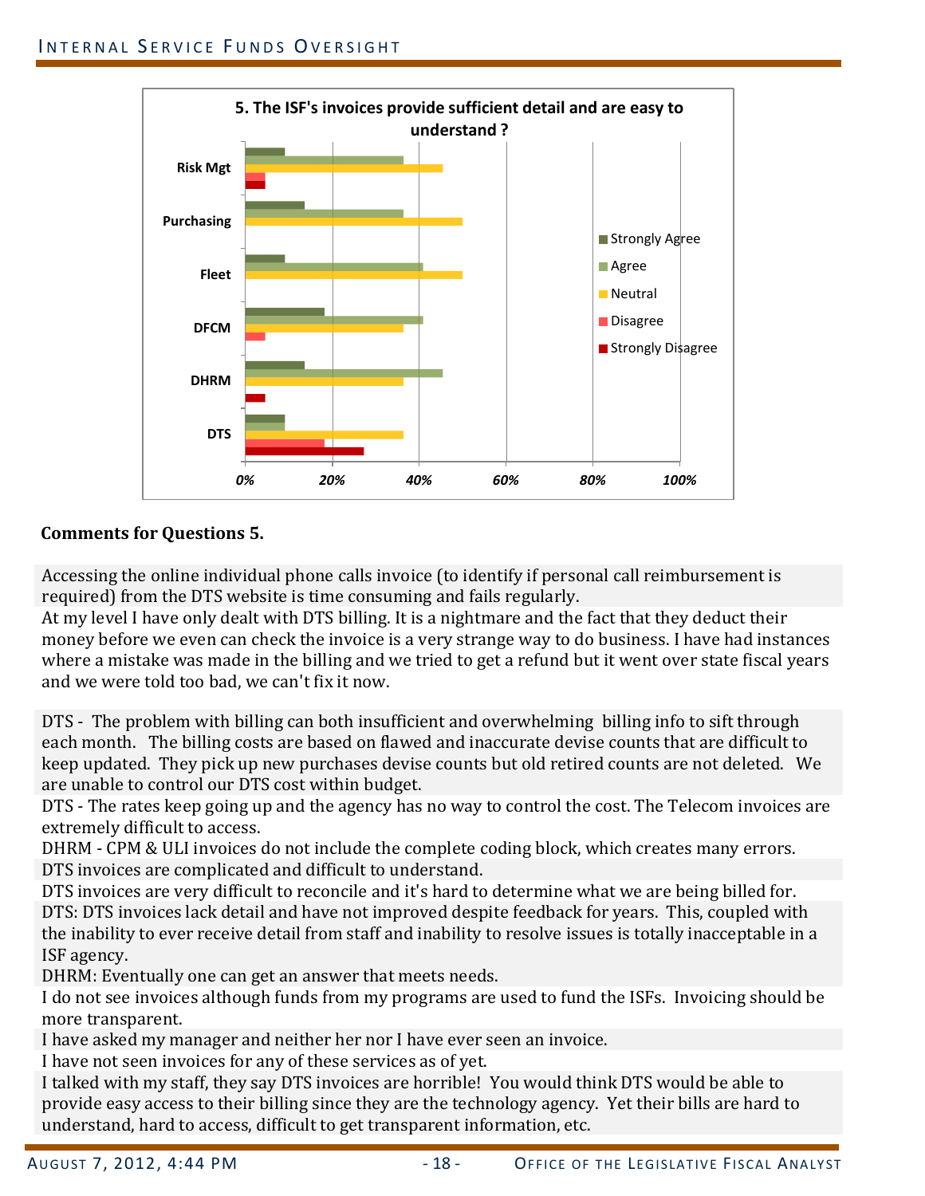**5. The ISF's invoices provide sufficient detail and are easy to understand ?**

**Comments for Questions 5.**

Accessing the online individual phone calls invoice (to identify if personal call reimbursement is required) from the DTS website is time consuming and fails regularly.

At my level I have only dealt with DTS billing. It is a nightmare and the fact that they deduct their money before we even can check the invoice is a very strange way to do business. I have had instances where a mistake was made in the billing and we tried to get a refund but it went over state fiscal years and we were told too bad, we can't fix it now.

DTS - The problem with billing can both insufficient and overwhelming billing info to sift through each month. The billing costs are based on flawed and inaccurate devise counts that are difficult to keep updated. They pick up new purchases devise counts but old retired counts are not deleted. We are unable to control our DTS cost within budget.

DTS - The rates keep going up and the agency has no way to control the cost. The Telecom invoices are extremely difficult to access.

DHRM - CPM & ULI invoices do not include the complete coding block, which creates many errors.

DTS invoices are complicated and difficult to understand.

DTS invoices are very difficult to reconcile and it's hard to determine what we are being billed for.

DTS: DTS invoices lack detail and have not improved despite feedback for years. This, coupled with the inability to ever receive detail from staff and inability to resolve issues is totally inacceptable in a ISF agency.

DHRM: Eventually one can get an answer that meets needs.

I do not see invoices although funds from my programs are used to fund the ISFs. Invoicing should be more transparent.

I have asked my manager and neither her nor I have ever seen an invoice.

I have not seen invoices for any of these services as of yet.

I talked with my staff, they say DTS invoices are horrible! You would think DTS would be able to provide easy access to their billing since they are the technology agency. Yet their bills are hard to understand, hard to access, difficult to get transparent information, etc.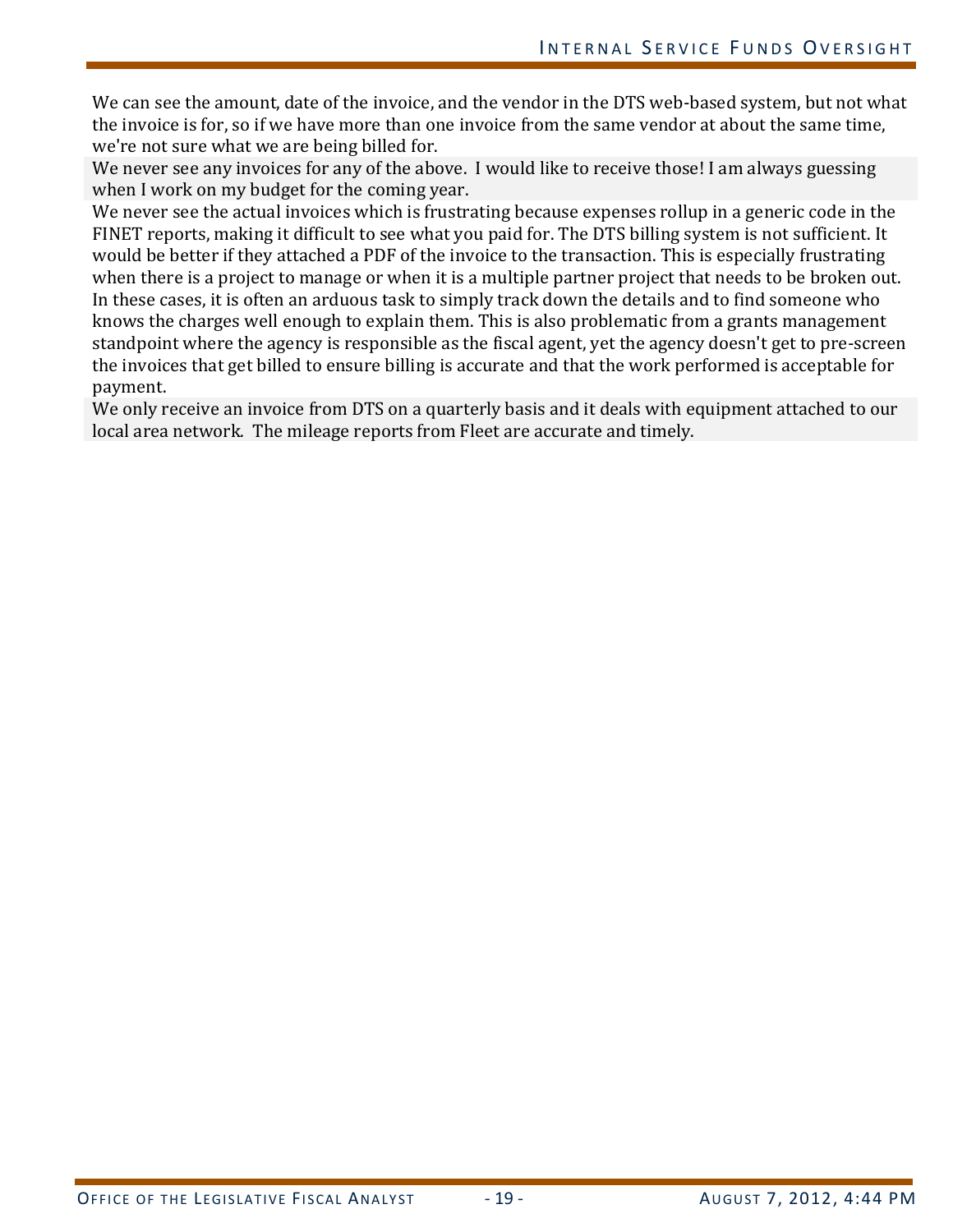We can see the amount, date of the invoice, and the vendor in the DTS web-based system, but not what the invoice is for, so if we have more than one invoice from the same vendor at about the same time, we're not sure what we are being billed for.

We never see any invoices for any of the above.  I would like to receive those! I am always guessing when I work on my budget for the coming year.

We never see the actual invoices which is frustrating because expenses rollup in a generic code in the FINET reports, making it difficult to see what you paid for. The DTS billing system is not sufficient. It would be better if they attached a PDF of the invoice to the transaction. This is especially frustrating when there is a project to manage or when it is a multiple partner project that needs to be broken out. In these cases, it is often an arduous task to simply track down the details and to find someone who knows the charges well enough to explain them. This is also problematic from a grants management standpoint where the agency is responsible as the fiscal agent, yet the agency doesn't get to pre-screen the invoices that get billed to ensure billing is accurate and that the work performed is acceptable for payment.

We only receive an invoice from DTS on a quarterly basis and it deals with equipment attached to our local area network.  The mileage reports from Fleet are accurate and timely.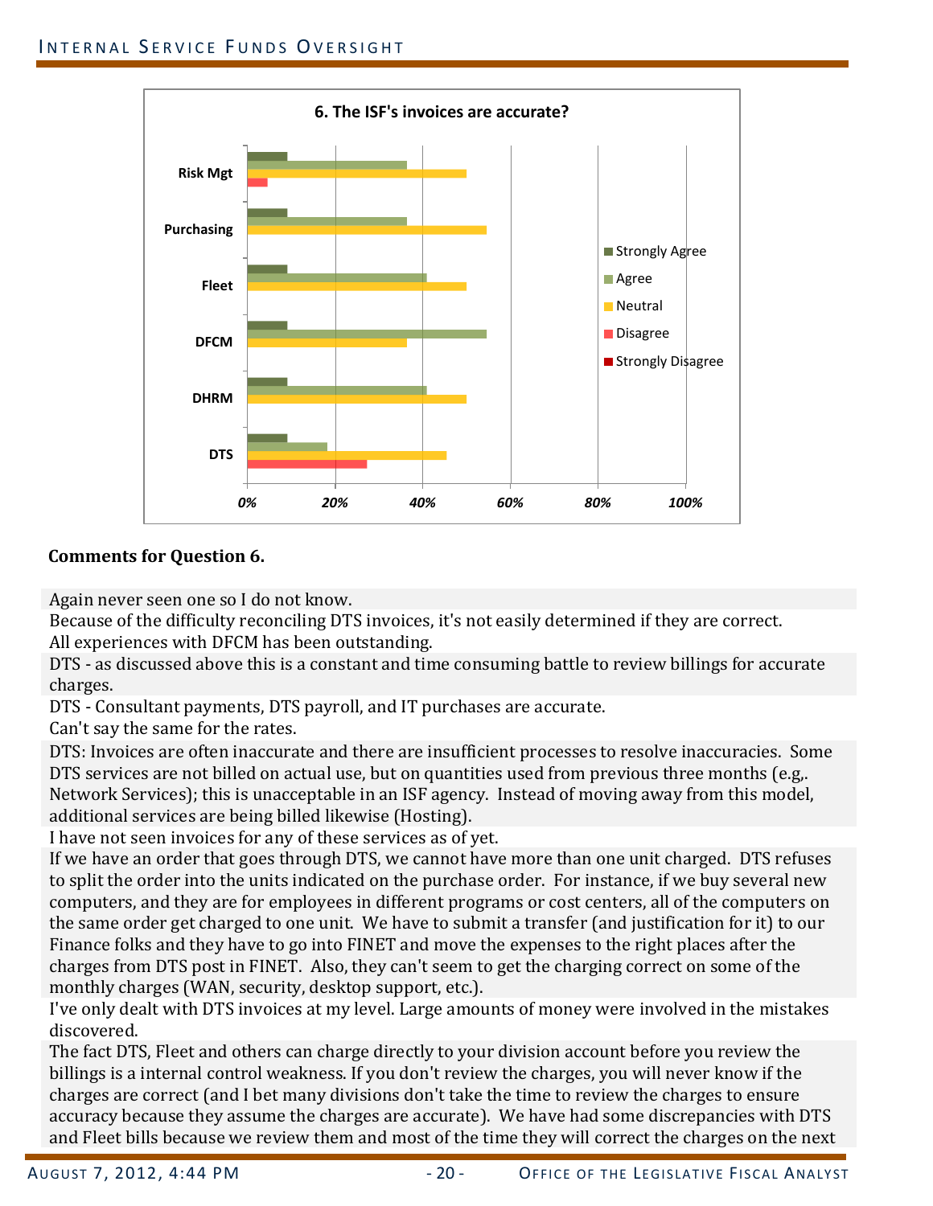**6. The ISF's invoices are accurate?**

| | Strongly Agree | Agree | Neutral | Disagree | Strongly Disagree |
|---|---|---|---|---|---|
| Risk Mgt | 9% | 36% | 50% | 5% | |
| Purchasing | 9% | 36% | 55% | | |
| Fleet | 9% | 41% | 50% | | |
| DFCM | 9% | 55% | 36% | | |
| DHRM | 9% | 41% | 50% | | |
| DTS | 9% | 18% | 45% | 27% | |

**Comments for Question 6.**

Again never seen one so I do not know.

Because of the difficulty reconciling DTS invoices, it's not easily determined if they are correct.

All experiences with DFCM has been outstanding.

DTS - as discussed above this is a constant and time consuming battle to review billings for accurate charges.

DTS - Consultant payments, DTS payroll, and IT purchases are accurate.

Can't say the same for the rates.

DTS: Invoices are often inaccurate and there are insufficient processes to resolve inaccuracies. Some DTS services are not billed on actual use, but on quantities used from previous three months (e.g,. Network Services); this is unacceptable in an ISF agency. Instead of moving away from this model, additional services are being billed likewise (Hosting).

I have not seen invoices for any of these services as of yet.

If we have an order that goes through DTS, we cannot have more than one unit charged. DTS refuses to split the order into the units indicated on the purchase order. For instance, if we buy several new computers, and they are for employees in different programs or cost centers, all of the computers on the same order get charged to one unit. We have to submit a transfer (and justification for it) to our Finance folks and they have to go into FINET and move the expenses to the right places after the charges from DTS post in FINET. Also, they can't seem to get the charging correct on some of the monthly charges (WAN, security, desktop support, etc.).

I've only dealt with DTS invoices at my level. Large amounts of money were involved in the mistakes discovered.

The fact DTS, Fleet and others can charge directly to your division account before you review the billings is a internal control weakness. If you don't review the charges, you will never know if the charges are correct (and I bet many divisions don't take the time to review the charges to ensure accuracy because they assume the charges are accurate). We have had some discrepancies with DTS and Fleet bills because we review them and most of the time they will correct the charges on the next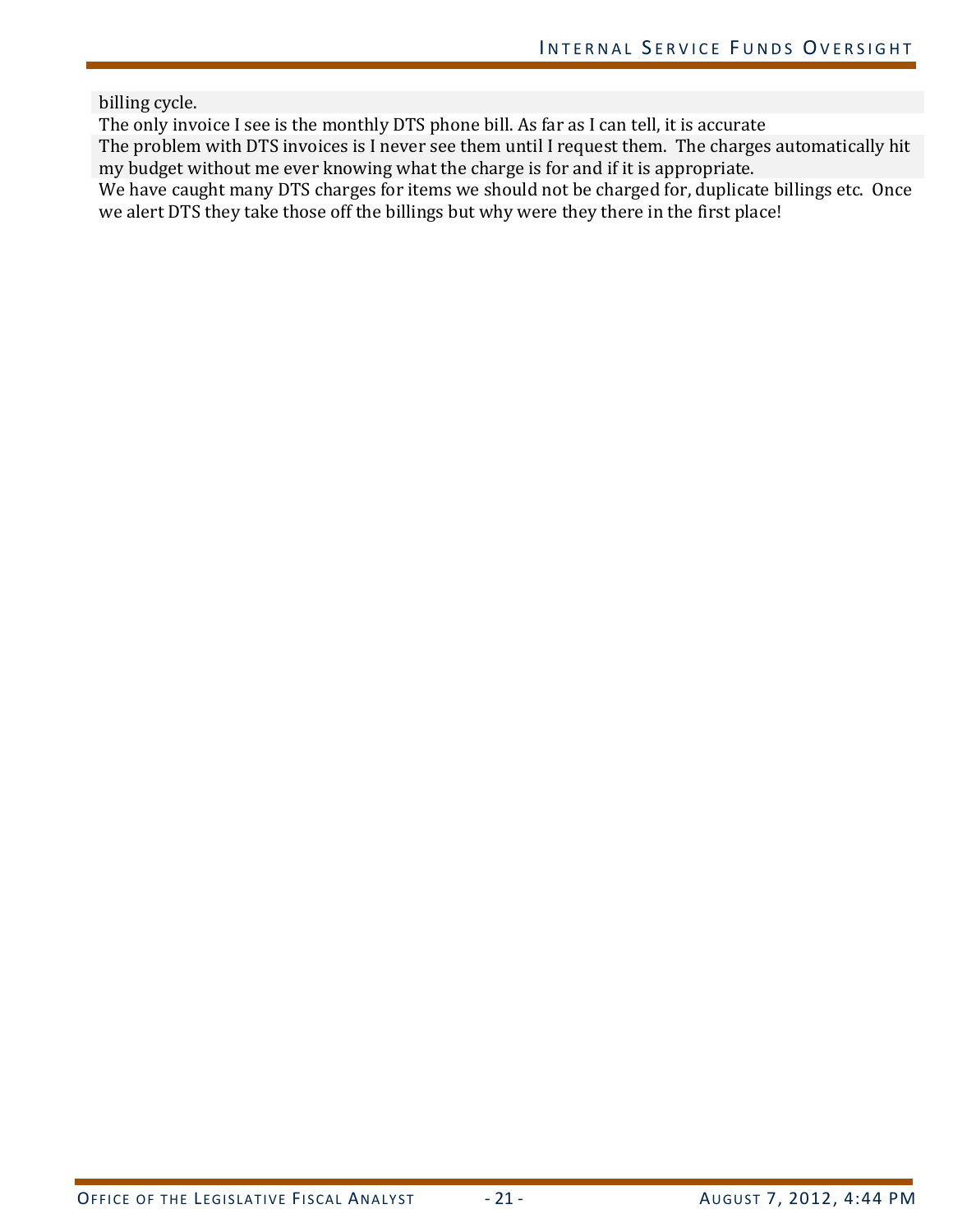billing cycle.

The only invoice I see is the monthly DTS phone bill. As far as I can tell, it is accurate

The problem with DTS invoices is I never see them until I request them. The charges automatically hit my budget without me ever knowing what the charge is for and if it is appropriate.

We have caught many DTS charges for items we should not be charged for, duplicate billings etc. Once we alert DTS they take those off the billings but why were they there in the first place!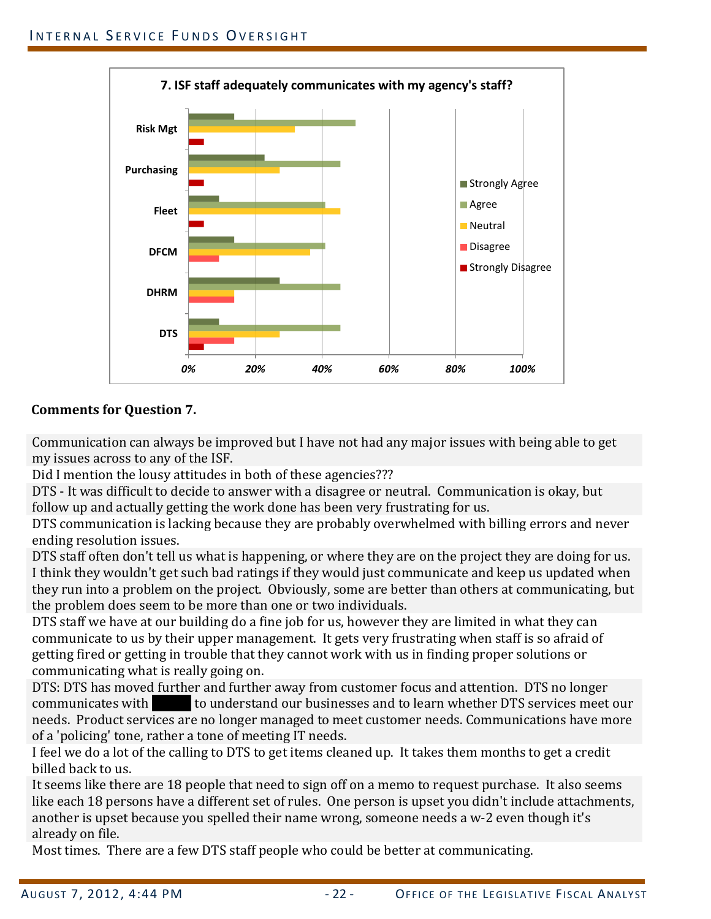7. ISF staff adequately communicates with my agency's staff?

**Comments for Question 7.**

Communication can always be improved but I have not had any major issues with being able to get my issues across to any of the ISF.

Did I mention the lousy attitudes in both of these agencies???

DTS - It was difficult to decide to answer with a disagree or neutral. Communication is okay, but follow up and actually getting the work done has been very frustrating for us.

DTS communication is lacking because they are probably overwhelmed with billing errors and never ending resolution issues.

DTS staff often don't tell us what is happening, or where they are on the project they are doing for us. I think they wouldn't get such bad ratings if they would just communicate and keep us updated when they run into a problem on the project. Obviously, some are better than others at communicating, but the problem does seem to be more than one or two individuals.

DTS staff we have at our building do a fine job for us, however they are limited in what they can communicate to us by their upper management. It gets very frustrating when staff is so afraid of getting fired or getting in trouble that they cannot work with us in finding proper solutions or communicating what is really going on.

DTS: DTS has moved further and further away from customer focus and attention. DTS no longer communicates with ████ to understand our businesses and to learn whether DTS services meet our needs. Product services are no longer managed to meet customer needs. Communications have more of a 'policing' tone, rather a tone of meeting IT needs.

I feel we do a lot of the calling to DTS to get items cleaned up. It takes them months to get a credit billed back to us.

It seems like there are 18 people that need to sign off on a memo to request purchase. It also seems like each 18 persons have a different set of rules. One person is upset you didn't include attachments, another is upset because you spelled their name wrong, someone needs a w-2 even though it's already on file.

Most times. There are a few DTS staff people who could be better at communicating.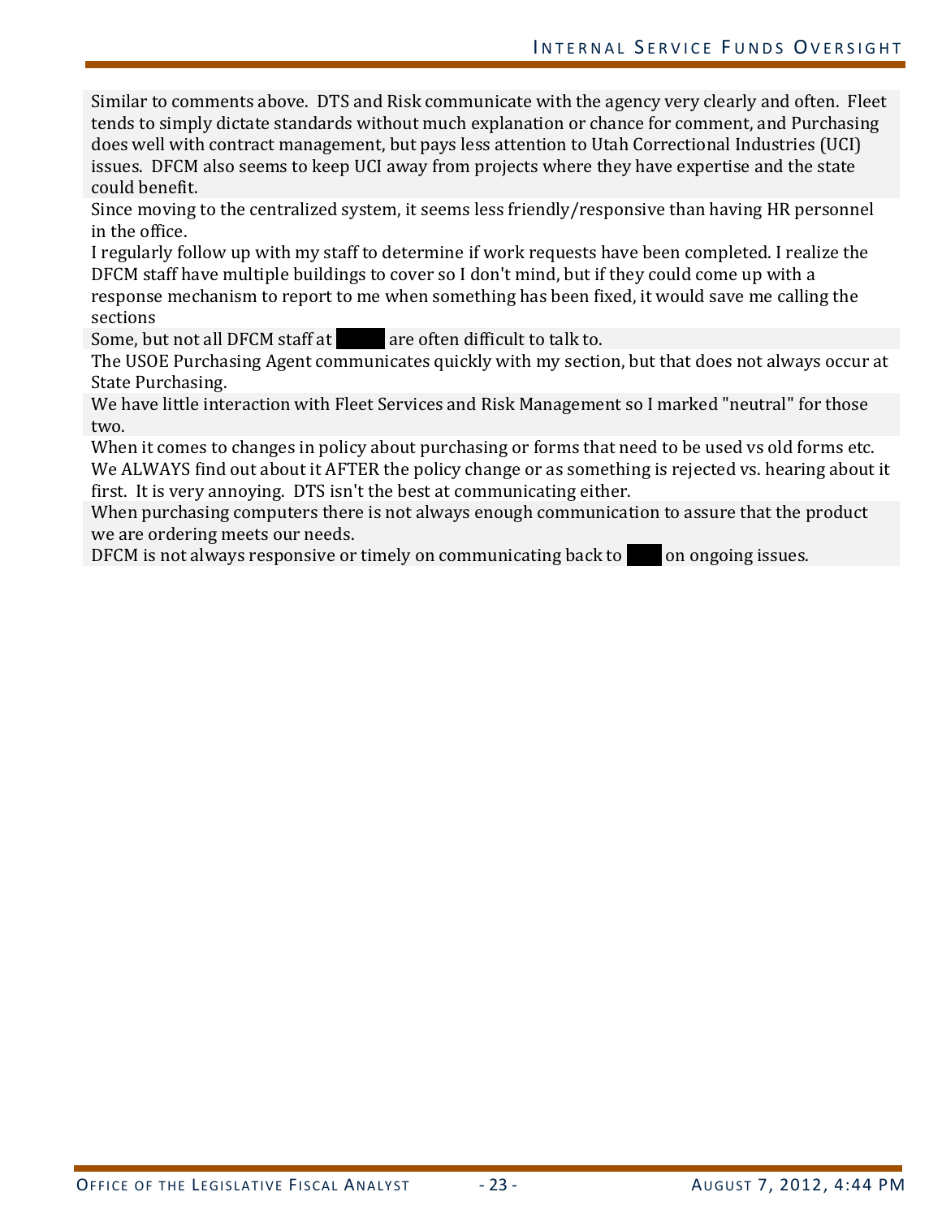Similar to comments above. DTS and Risk communicate with the agency very clearly and often. Fleet tends to simply dictate standards without much explanation or chance for comment, and Purchasing does well with contract management, but pays less attention to Utah Correctional Industries (UCI) issues. DFCM also seems to keep UCI away from projects where they have expertise and the state could benefit.

Since moving to the centralized system, it seems less friendly/responsive than having HR personnel in the office.

I regularly follow up with my staff to determine if work requests have been completed. I realize the DFCM staff have multiple buildings to cover so I don't mind, but if they could come up with a response mechanism to report to me when something has been fixed, it would save me calling the sections

Some, but not all DFCM staff at ██████ are often difficult to talk to.

The USOE Purchasing Agent communicates quickly with my section, but that does not always occur at State Purchasing.

We have little interaction with Fleet Services and Risk Management so I marked "neutral" for those two.

When it comes to changes in policy about purchasing or forms that need to be used vs old forms etc. We ALWAYS find out about it AFTER the policy change or as something is rejected vs. hearing about it first. It is very annoying. DTS isn't the best at communicating either.

When purchasing computers there is not always enough communication to assure that the product we are ordering meets our needs.

DFCM is not always responsive or timely on communicating back to ████ on ongoing issues.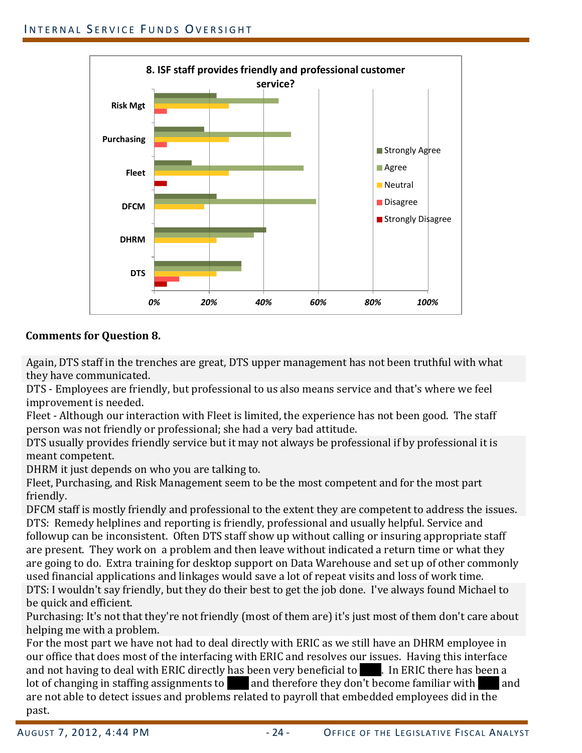**8. ISF staff provides friendly and professional customer service?**

**Comments for Question 8.**

Again, DTS staff in the trenches are great, DTS upper management has not been truthful with what they have communicated.

DTS - Employees are friendly, but professional to us also means service and that's where we feel improvement is needed.

Fleet - Although our interaction with Fleet is limited, the experience has not been good. The staff person was not friendly or professional; she had a very bad attitude.

DTS usually provides friendly service but it may not always be professional if by professional it is meant competent.

DHRM it just depends on who you are talking to.

Fleet, Purchasing, and Risk Management seem to be the most competent and for the most part friendly.

DFCM staff is mostly friendly and professional to the extent they are competent to address the issues.

DTS: Remedy helplines and reporting is friendly, professional and usually helpful. Service and followup can be inconsistent. Often DTS staff show up without calling or insuring appropriate staff are present. They work on a problem and then leave without indicated a return time or what they are going to do. Extra training for desktop support on Data Warehouse and set up of other commonly used financial applications and linkages would save a lot of repeat visits and loss of work time.

DTS: I wouldn't say friendly, but they do their best to get the job done. I've always found Michael to be quick and efficient.

Purchasing: It's not that they're not friendly (most of them are) it's just most of them don't care about helping me with a problem.

For the most part we have not had to deal directly with ERIC as we still have an DHRM employee in our office that does most of the interfacing with ERIC and resolves our issues. Having this interface and not having to deal with ERIC directly has been very beneficial to ████. In ERIC there has been a lot of changing in staffing assignments to ████ and therefore they don't become familiar with ████ and are not able to detect issues and problems related to payroll that embedded employees did in the past.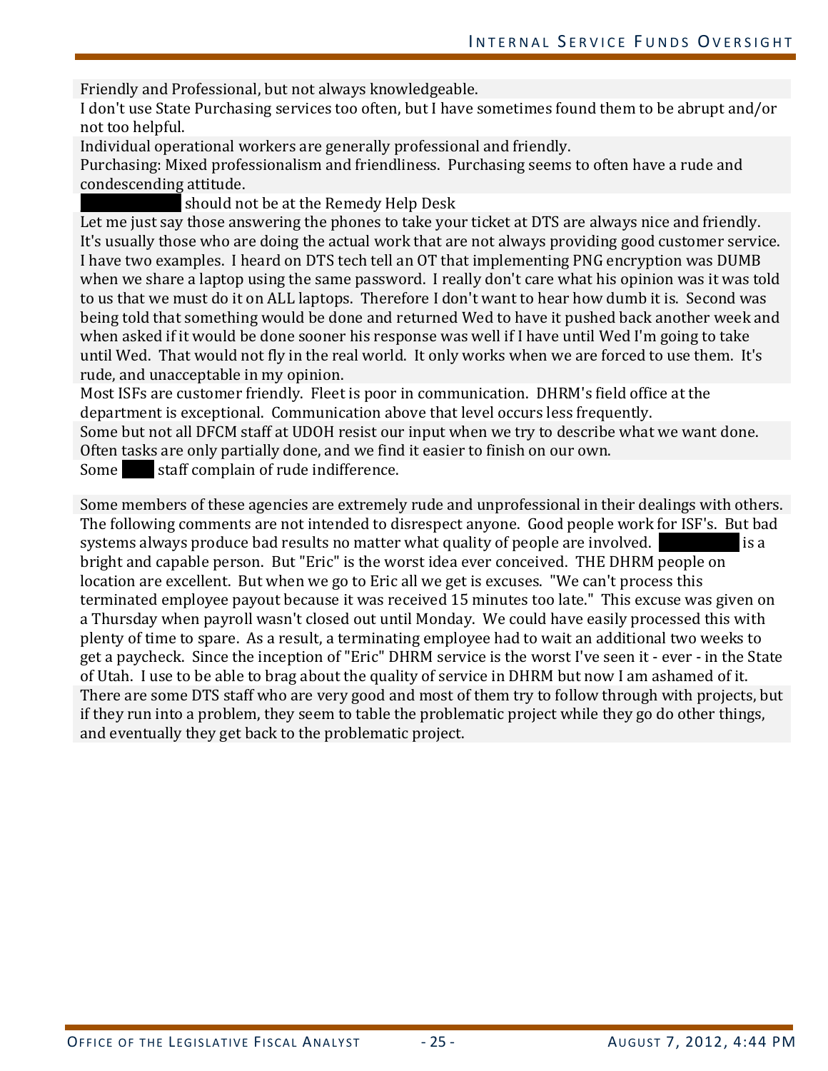Friendly and Professional, but not always knowledgeable.

I don't use State Purchasing services too often, but I have sometimes found them to be abrupt and/or not too helpful.

Individual operational workers are generally professional and friendly.

Purchasing: Mixed professionalism and friendliness. Purchasing seems to often have a rude and condescending attitude.

██████████ should not be at the Remedy Help Desk

Let me just say those answering the phones to take your ticket at DTS are always nice and friendly. It's usually those who are doing the actual work that are not always providing good customer service. I have two examples. I heard on DTS tech tell an OT that implementing PNG encryption was DUMB when we share a laptop using the same password. I really don't care what his opinion was it was told to us that we must do it on ALL laptops. Therefore I don't want to hear how dumb it is. Second was being told that something would be done and returned Wed to have it pushed back another week and when asked if it would be done sooner his response was well if I have until Wed I'm going to take until Wed. That would not fly in the real world. It only works when we are forced to use them. It's rude, and unacceptable in my opinion.

Most ISFs are customer friendly. Fleet is poor in communication. DHRM's field office at the department is exceptional. Communication above that level occurs less frequently.

Some but not all DFCM staff at UDOH resist our input when we try to describe what we want done. Often tasks are only partially done, and we find it easier to finish on our own.

Some ████ staff complain of rude indifference.

Some members of these agencies are extremely rude and unprofessional in their dealings with others.

The following comments are not intended to disrespect anyone. Good people work for ISF's. But bad systems always produce bad results no matter what quality of people are involved. ██████████ is a bright and capable person. But "Eric" is the worst idea ever conceived. THE DHRM people on location are excellent. But when we go to Eric all we get is excuses. "We can't process this terminated employee payout because it was received 15 minutes too late." This excuse was given on a Thursday when payroll wasn't closed out until Monday. We could have easily processed this with plenty of time to spare. As a result, a terminating employee had to wait an additional two weeks to get a paycheck. Since the inception of "Eric" DHRM service is the worst I've seen it - ever - in the State of Utah. I use to be able to brag about the quality of service in DHRM but now I am ashamed of it.

There are some DTS staff who are very good and most of them try to follow through with projects, but if they run into a problem, they seem to table the problematic project while they go do other things, and eventually they get back to the problematic project.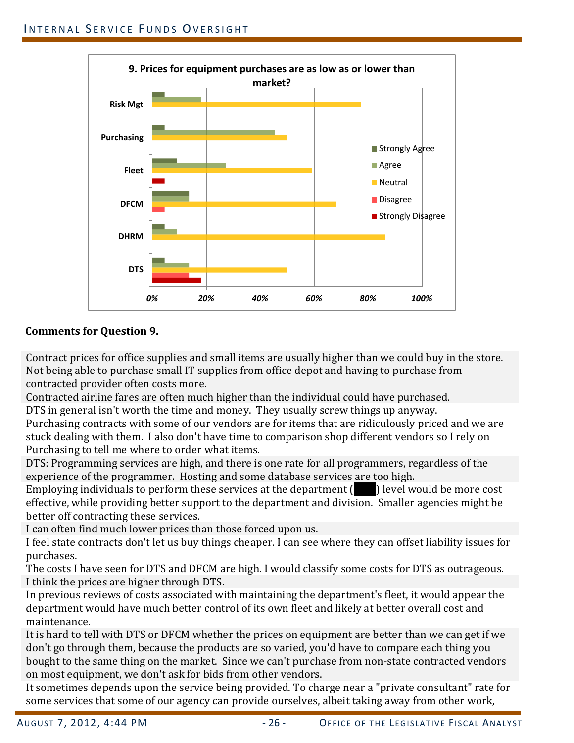**9. Prices for equipment purchases are as low as or lower than market?**

**Comments for Question 9.**

Contract prices for office supplies and small items are usually higher than we could buy in the store. Not being able to purchase small IT supplies from office depot and having to purchase from contracted provider often costs more.

Contracted airline fares are often much higher than the individual could have purchased.

DTS in general isn't worth the time and money. They usually screw things up anyway.

Purchasing contracts with some of our vendors are for items that are ridiculously priced and we are stuck dealing with them. I also don't have time to comparison shop different vendors so I rely on Purchasing to tell me where to order what items.

DTS: Programming services are high, and there is one rate for all programmers, regardless of the experience of the programmer. Hosting and some database services are too high.

Employing individuals to perform these services at the department (█████) level would be more cost effective, while providing better support to the department and division. Smaller agencies might be better off contracting these services.

I can often find much lower prices than those forced upon us.

I feel state contracts don't let us buy things cheaper. I can see where they can offset liability issues for purchases.

The costs I have seen for DTS and DFCM are high. I would classify some costs for DTS as outrageous.

I think the prices are higher through DTS.

In previous reviews of costs associated with maintaining the department's fleet, it would appear the department would have much better control of its own fleet and likely at better overall cost and maintenance.

It is hard to tell with DTS or DFCM whether the prices on equipment are better than we can get if we don't go through them, because the products are so varied, you'd have to compare each thing you bought to the same thing on the market. Since we can't purchase from non-state contracted vendors on most equipment, we don't ask for bids from other vendors.

It sometimes depends upon the service being provided. To charge near a "private consultant" rate for some services that some of our agency can provide ourselves, albeit taking away from other work,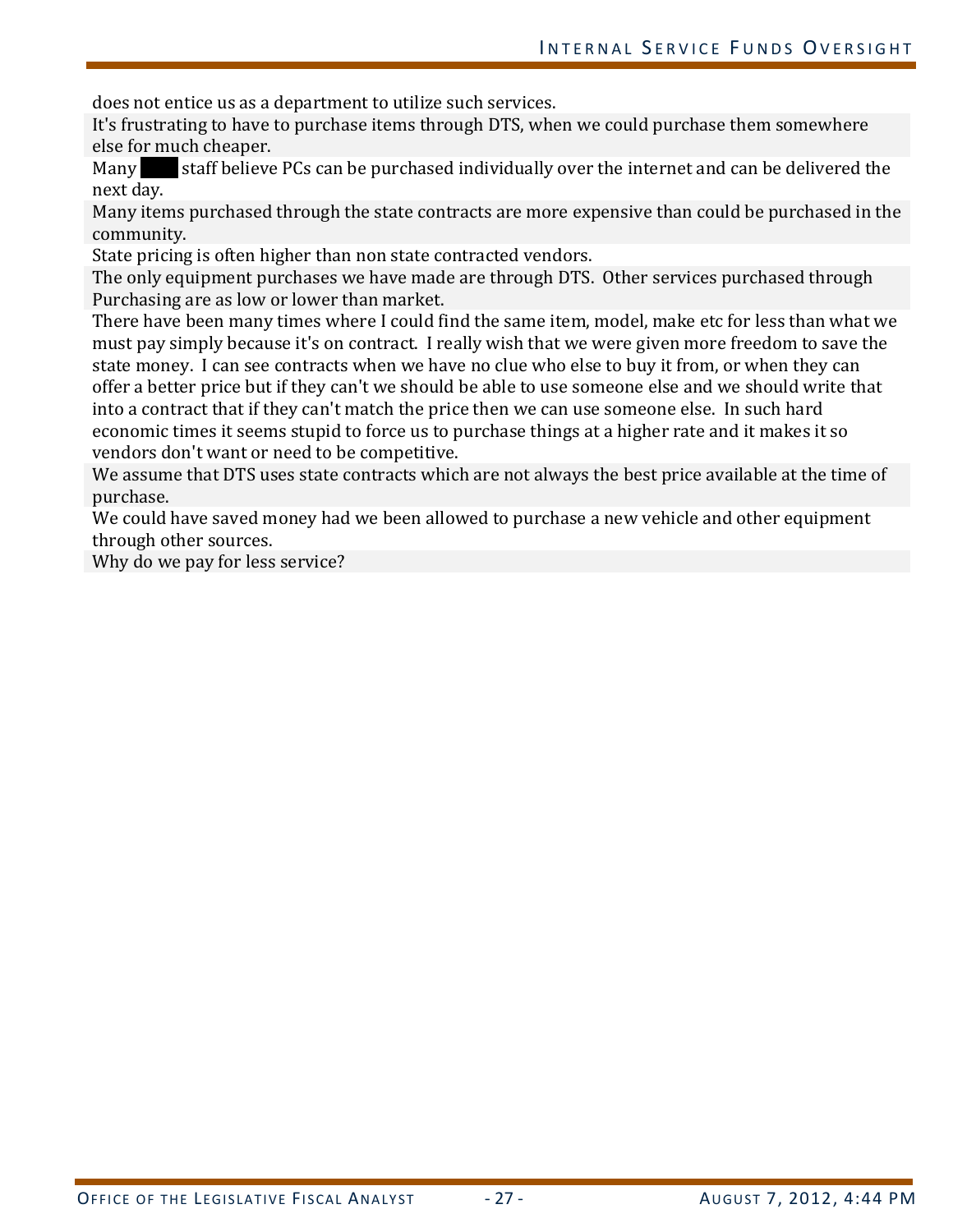does not entice us as a department to utilize such services.

It's frustrating to have to purchase items through DTS, when we could purchase them somewhere else for much cheaper.

Many ████ staff believe PCs can be purchased individually over the internet and can be delivered the next day.

Many items purchased through the state contracts are more expensive than could be purchased in the community.

State pricing is often higher than non state contracted vendors.

The only equipment purchases we have made are through DTS. Other services purchased through Purchasing are as low or lower than market.

There have been many times where I could find the same item, model, make etc for less than what we must pay simply because it's on contract. I really wish that we were given more freedom to save the state money. I can see contracts when we have no clue who else to buy it from, or when they can offer a better price but if they can't we should be able to use someone else and we should write that into a contract that if they can't match the price then we can use someone else. In such hard economic times it seems stupid to force us to purchase things at a higher rate and it makes it so vendors don't want or need to be competitive.

We assume that DTS uses state contracts which are not always the best price available at the time of purchase.

We could have saved money had we been allowed to purchase a new vehicle and other equipment through other sources.

Why do we pay for less service?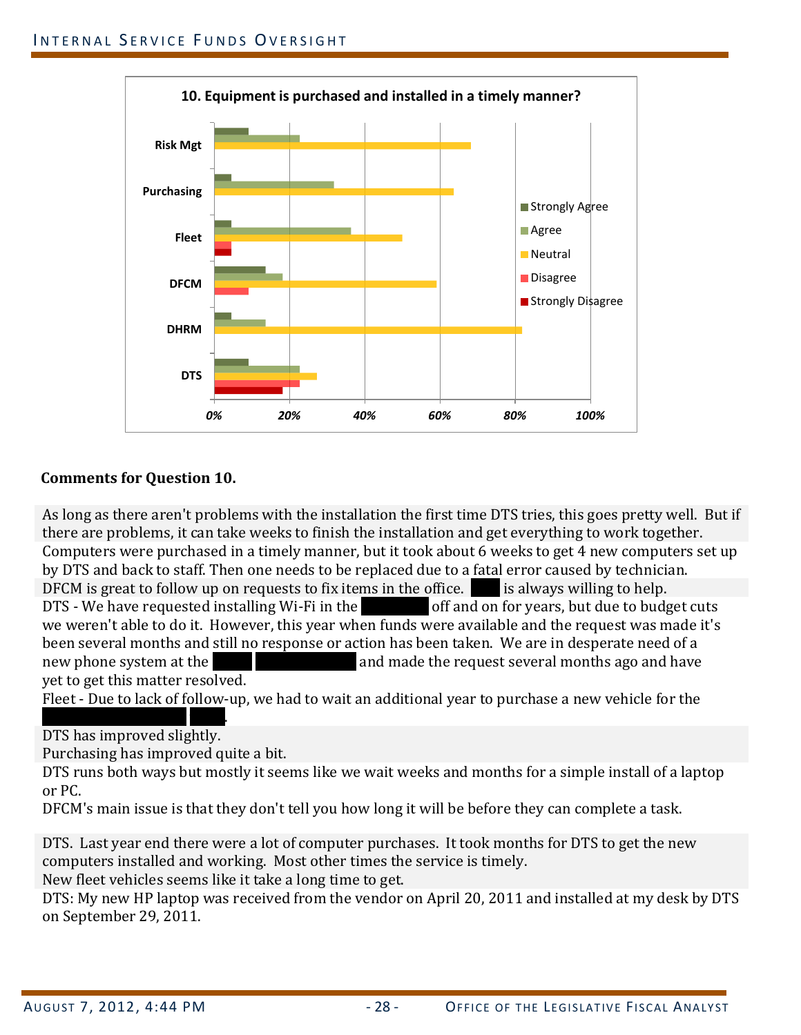**10. Equipment is purchased and installed in a timely manner?**

**Comments for Question 10.**

As long as there aren't problems with the installation the first time DTS tries, this goes pretty well. But if there are problems, it can take weeks to finish the installation and get everything to work together.

Computers were purchased in a timely manner, but it took about 6 weeks to get 4 new computers set up by DTS and back to staff. Then one needs to be replaced due to a fatal error caused by technician.

DFCM is great to follow up on requests to fix items in the office. ████ is always willing to help.

DTS - We have requested installing Wi-Fi in the ████████ off and on for years, but due to budget cuts we weren't able to do it. However, this year when funds were available and the request was made it's been several months and still no response or action has been taken. We are in desperate need of a new phone system at the █████ ██████████ and made the request several months ago and have yet to get this matter resolved.

Fleet - Due to lack of follow-up, we had to wait an additional year to purchase a new vehicle for the ████████████ ████.

DTS has improved slightly.

Purchasing has improved quite a bit.

DTS runs both ways but mostly it seems like we wait weeks and months for a simple install of a laptop or PC.

DFCM's main issue is that they don't tell you how long it will be before they can complete a task.

DTS. Last year end there were a lot of computer purchases. It took months for DTS to get the new computers installed and working. Most other times the service is timely.

New fleet vehicles seems like it take a long time to get.

DTS: My new HP laptop was received from the vendor on April 20, 2011 and installed at my desk by DTS on September 29, 2011.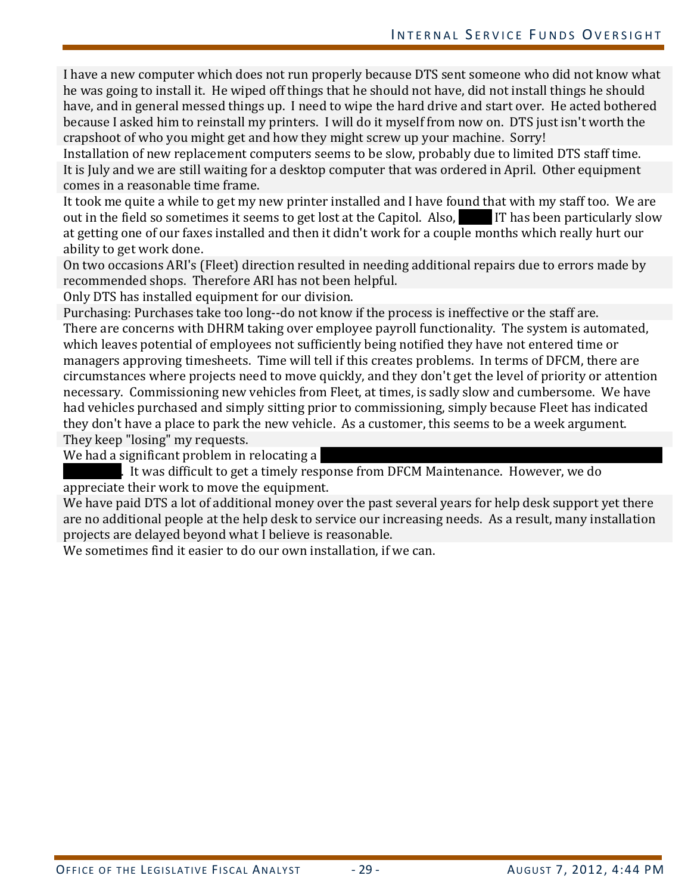I have a new computer which does not run properly because DTS sent someone who did not know what he was going to install it. He wiped off things that he should not have, did not install things he should have, and in general messed things up. I need to wipe the hard drive and start over. He acted bothered because I asked him to reinstall my printers. I will do it myself from now on. DTS just isn't worth the crapshoot of who you might get and how they might screw up your machine. Sorry!

Installation of new replacement computers seems to be slow, probably due to limited DTS staff time.

It is July and we are still waiting for a desktop computer that was ordered in April. Other equipment comes in a reasonable time frame.

It took me quite a while to get my new printer installed and I have found that with my staff too. We are out in the field so sometimes it seems to get lost at the Capitol. Also, ████ IT has been particularly slow at getting one of our faxes installed and then it didn't work for a couple months which really hurt our ability to get work done.

On two occasions ARI's (Fleet) direction resulted in needing additional repairs due to errors made by recommended shops. Therefore ARI has not been helpful.

Only DTS has installed equipment for our division.

Purchasing: Purchases take too long--do not know if the process is ineffective or the staff are.

There are concerns with DHRM taking over employee payroll functionality. The system is automated, which leaves potential of employees not sufficiently being notified they have not entered time or managers approving timesheets. Time will tell if this creates problems. In terms of DFCM, there are circumstances where projects need to move quickly, and they don't get the level of priority or attention necessary. Commissioning new vehicles from Fleet, at times, is sadly slow and cumbersome. We have had vehicles purchased and simply sitting prior to commissioning, simply because Fleet has indicated they don't have a place to park the new vehicle. As a customer, this seems to be a week argument.

They keep "losing" my requests.

We had a significant problem in relocating a ████████████████████ ██████. It was difficult to get a timely response from DFCM Maintenance. However, we do appreciate their work to move the equipment.

We have paid DTS a lot of additional money over the past several years for help desk support yet there are no additional people at the help desk to service our increasing needs. As a result, many installation projects are delayed beyond what I believe is reasonable.

We sometimes find it easier to do our own installation, if we can.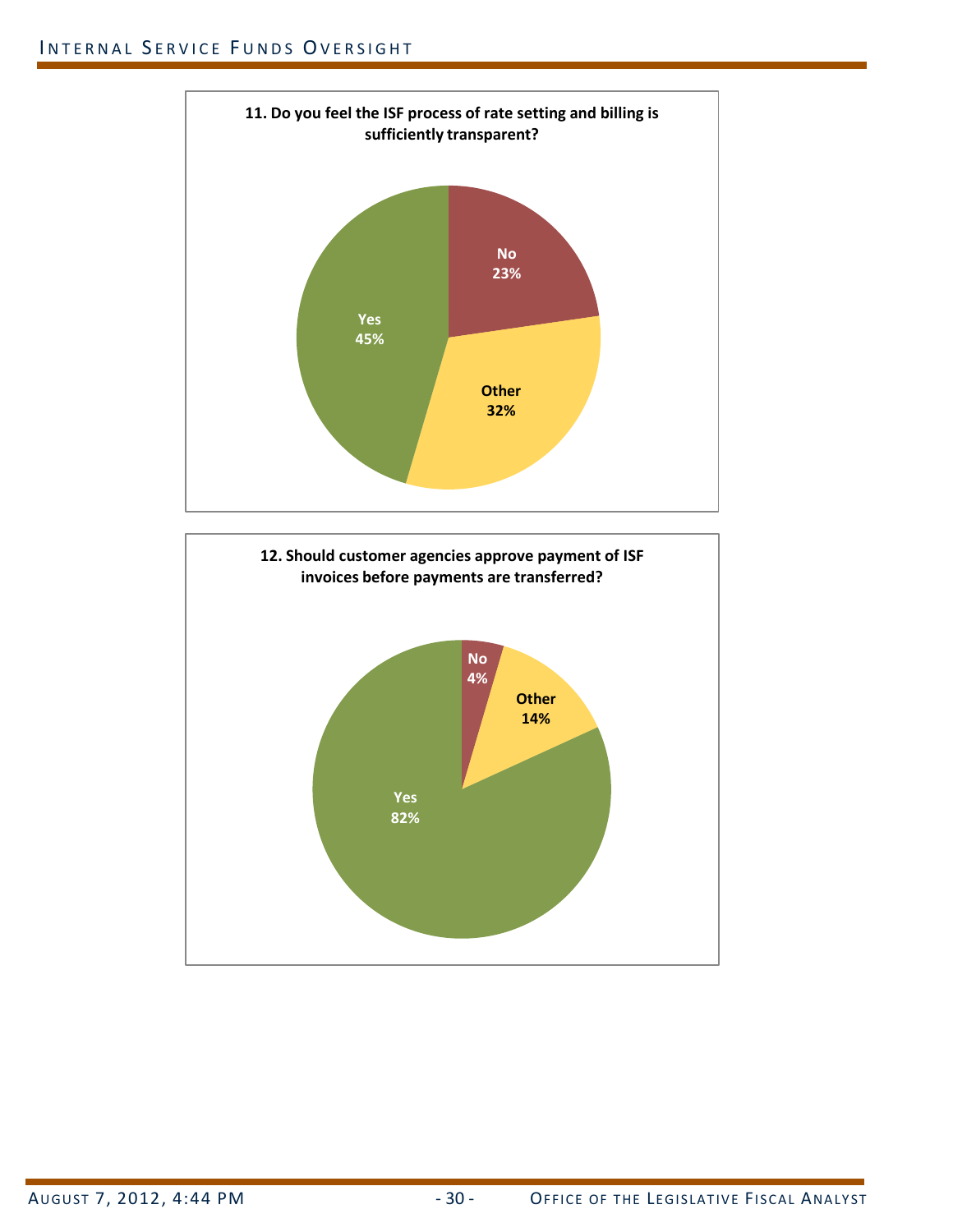**11. Do you feel the ISF process of rate setting and billing is sufficiently transparent?**

| Response | Percent |
|---|---|
| Yes | 45% |
| No | 23% |
| Other | 32% |

**12. Should customer agencies approve payment of ISF invoices before payments are transferred?**

| Response | Percent |
|---|---|
| Yes | 82% |
| No | 4% |
| Other | 14% |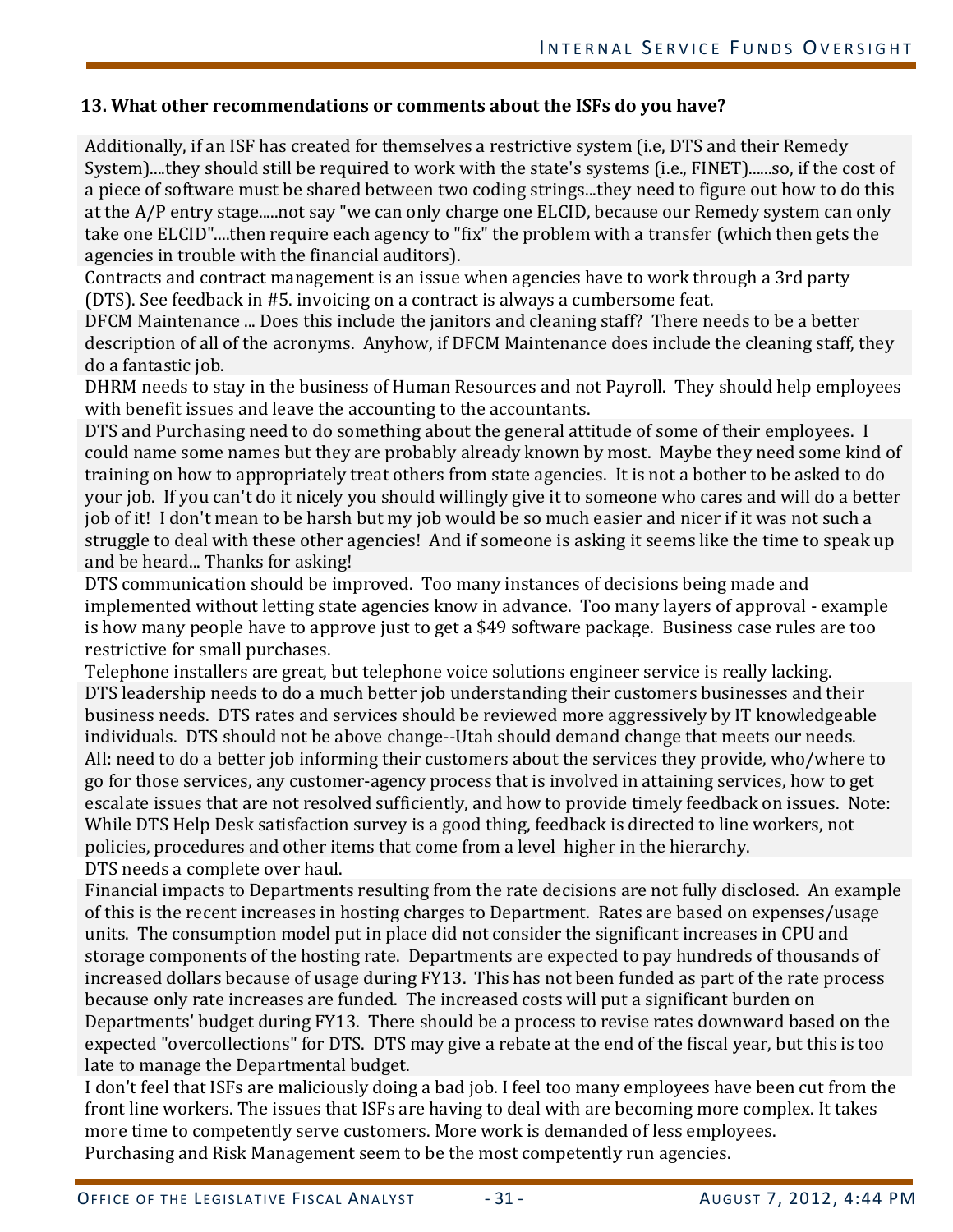**13. What other recommendations or comments about the ISFs do you have?**

Additionally, if an ISF has created for themselves a restrictive system (i.e, DTS and their Remedy System)....they should still be required to work with the state's systems (i.e., FINET)......so, if the cost of a piece of software must be shared between two coding strings...they need to figure out how to do this at the A/P entry stage.....not say "we can only charge one ELCID, because our Remedy system can only take one ELCID"....then require each agency to "fix" the problem with a transfer (which then gets the agencies in trouble with the financial auditors).

Contracts and contract management is an issue when agencies have to work through a 3rd party (DTS). See feedback in #5. invoicing on a contract is always a cumbersome feat.

DFCM Maintenance ... Does this include the janitors and cleaning staff? There needs to be a better description of all of the acronyms. Anyhow, if DFCM Maintenance does include the cleaning staff, they do a fantastic job.

DHRM needs to stay in the business of Human Resources and not Payroll. They should help employees with benefit issues and leave the accounting to the accountants.

DTS and Purchasing need to do something about the general attitude of some of their employees. I could name some names but they are probably already known by most. Maybe they need some kind of training on how to appropriately treat others from state agencies. It is not a bother to be asked to do your job. If you can't do it nicely you should willingly give it to someone who cares and will do a better job of it! I don't mean to be harsh but my job would be so much easier and nicer if it was not such a struggle to deal with these other agencies! And if someone is asking it seems like the time to speak up and be heard... Thanks for asking!

DTS communication should be improved. Too many instances of decisions being made and implemented without letting state agencies know in advance. Too many layers of approval - example is how many people have to approve just to get a $49 software package. Business case rules are too restrictive for small purchases.

Telephone installers are great, but telephone voice solutions engineer service is really lacking.

DTS leadership needs to do a much better job understanding their customers businesses and their business needs. DTS rates and services should be reviewed more aggressively by IT knowledgeable individuals. DTS should not be above change--Utah should demand change that meets our needs.

All: need to do a better job informing their customers about the services they provide, who/where to go for those services, any customer-agency process that is involved in attaining services, how to get escalate issues that are not resolved sufficiently, and how to provide timely feedback on issues. Note: While DTS Help Desk satisfaction survey is a good thing, feedback is directed to line workers, not policies, procedures and other items that come from a level higher in the hierarchy.

DTS needs a complete over haul.

Financial impacts to Departments resulting from the rate decisions are not fully disclosed. An example of this is the recent increases in hosting charges to Department. Rates are based on expenses/usage units. The consumption model put in place did not consider the significant increases in CPU and storage components of the hosting rate. Departments are expected to pay hundreds of thousands of increased dollars because of usage during FY13. This has not been funded as part of the rate process because only rate increases are funded. The increased costs will put a significant burden on Departments' budget during FY13. There should be a process to revise rates downward based on the expected "overcollections" for DTS. DTS may give a rebate at the end of the fiscal year, but this is too late to manage the Departmental budget.

I don't feel that ISFs are maliciously doing a bad job. I feel too many employees have been cut from the front line workers. The issues that ISFs are having to deal with are becoming more complex. It takes more time to competently serve customers. More work is demanded of less employees.

Purchasing and Risk Management seem to be the most competently run agencies.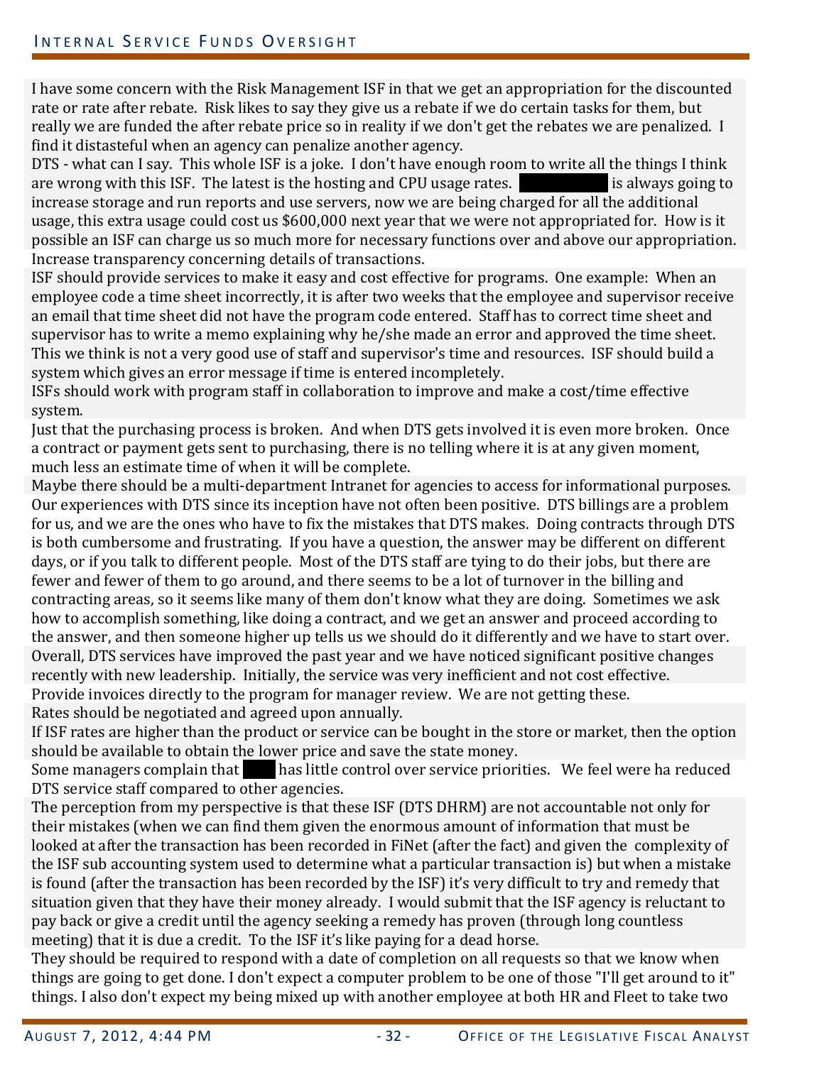I have some concern with the Risk Management ISF in that we get an appropriation for the discounted rate or rate after rebate. Risk likes to say they give us a rebate if we do certain tasks for them, but really we are funded the after rebate price so in reality if we don't get the rebates we are penalized. I find it distasteful when an agency can penalize another agency.

DTS - what can I say. This whole ISF is a joke. I don't have enough room to write all the things I think are wrong with this ISF. The latest is the hosting and CPU usage rates. ██████ is always going to increase storage and run reports and use servers, now we are being charged for all the additional usage, this extra usage could cost us $600,000 next year that we were not appropriated for. How is it possible an ISF can charge us so much more for necessary functions over and above our appropriation.

Increase transparency concerning details of transactions.

ISF should provide services to make it easy and cost effective for programs. One example: When an employee code a time sheet incorrectly, it is after two weeks that the employee and supervisor receive an email that time sheet did not have the program code entered. Staff has to correct time sheet and supervisor has to write a memo explaining why he/she made an error and approved the time sheet. This we think is not a very good use of staff and supervisor's time and resources. ISF should build a system which gives an error message if time is entered incompletely.

ISFs should work with program staff in collaboration to improve and make a cost/time effective system.

Just that the purchasing process is broken. And when DTS gets involved it is even more broken. Once a contract or payment gets sent to purchasing, there is no telling where it is at any given moment, much less an estimate time of when it will be complete.

Maybe there should be a multi-department Intranet for agencies to access for informational purposes.

Our experiences with DTS since its inception have not often been positive. DTS billings are a problem for us, and we are the ones who have to fix the mistakes that DTS makes. Doing contracts through DTS is both cumbersome and frustrating. If you have a question, the answer may be different on different days, or if you talk to different people. Most of the DTS staff are tying to do their jobs, but there are fewer and fewer of them to go around, and there seems to be a lot of turnover in the billing and contracting areas, so it seems like many of them don't know what they are doing. Sometimes we ask how to accomplish something, like doing a contract, and we get an answer and proceed according to the answer, and then someone higher up tells us we should do it differently and we have to start over.

Overall, DTS services have improved the past year and we have noticed significant positive changes recently with new leadership. Initially, the service was very inefficient and not cost effective.

Provide invoices directly to the program for manager review. We are not getting these.

Rates should be negotiated and agreed upon annually.

If ISF rates are higher than the product or service can be bought in the store or market, then the option should be available to obtain the lower price and save the state money.

Some managers complain that ███ has little control over service priorities. We feel were ha reduced DTS service staff compared to other agencies.

The perception from my perspective is that these ISF (DTS DHRM) are not accountable not only for their mistakes (when we can find them given the enormous amount of information that must be looked at after the transaction has been recorded in FiNet (after the fact) and given the complexity of the ISF sub accounting system used to determine what a particular transaction is) but when a mistake is found (after the transaction has been recorded by the ISF) it's very difficult to try and remedy that situation given that they have their money already. I would submit that the ISF agency is reluctant to pay back or give a credit until the agency seeking a remedy has proven (through long countless meeting) that it is due a credit. To the ISF it's like paying for a dead horse.

They should be required to respond with a date of completion on all requests so that we know when things are going to get done. I don't expect a computer problem to be one of those "I'll get around to it" things. I also don't expect my being mixed up with another employee at both HR and Fleet to take two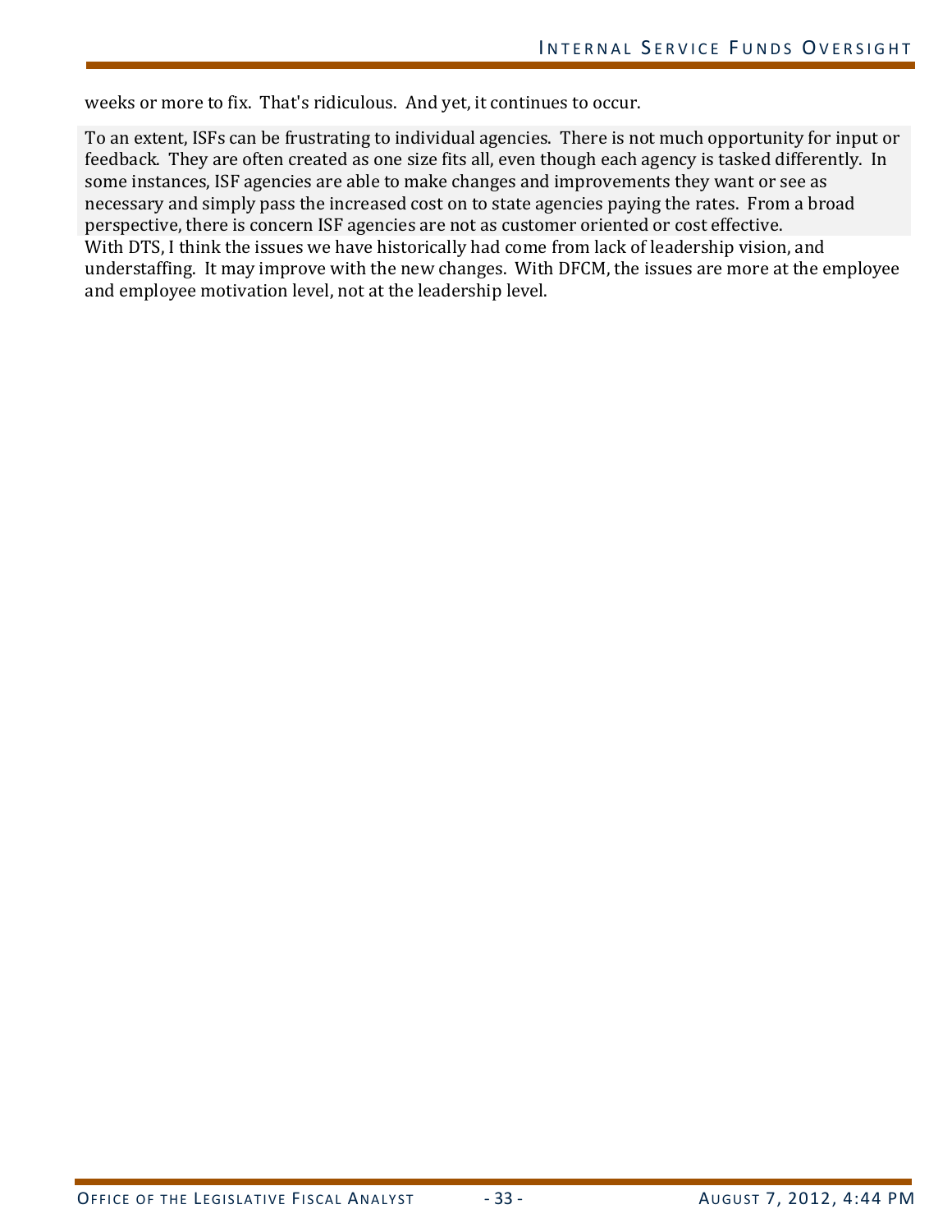weeks or more to fix. That's ridiculous. And yet, it continues to occur.

To an extent, ISFs can be frustrating to individual agencies. There is not much opportunity for input or feedback. They are often created as one size fits all, even though each agency is tasked differently. In some instances, ISF agencies are able to make changes and improvements they want or see as necessary and simply pass the increased cost on to state agencies paying the rates. From a broad perspective, there is concern ISF agencies are not as customer oriented or cost effective.

With DTS, I think the issues we have historically had come from lack of leadership vision, and understaffing. It may improve with the new changes. With DFCM, the issues are more at the employee and employee motivation level, not at the leadership level.